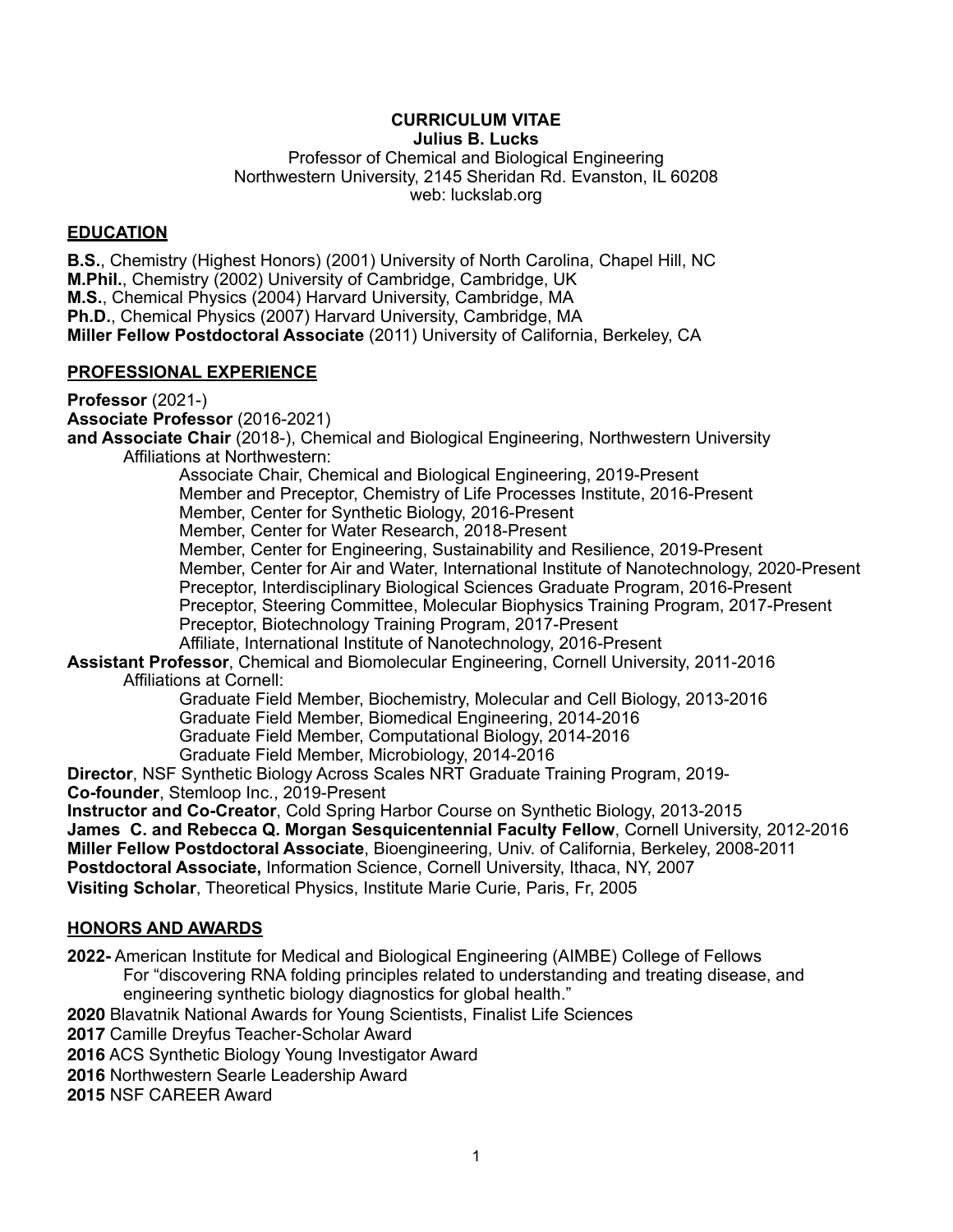**CURRICULUM VITAE**
**Julius B. Lucks**
Professor of Chemical and Biological Engineering
Northwestern University, 2145 Sheridan Rd. Evanston, IL 60208
web: luckslab.org

## EDUCATION

**B.S.**, Chemistry (Highest Honors) (2001) University of North Carolina, Chapel Hill, NC
**M.Phil.**, Chemistry (2002) University of Cambridge, Cambridge, UK
**M.S.**, Chemical Physics (2004) Harvard University, Cambridge, MA
**Ph.D.**, Chemical Physics (2007) Harvard University, Cambridge, MA
**Miller Fellow Postdoctoral Associate** (2011) University of California, Berkeley, CA

## PROFESSIONAL EXPERIENCE

**Professor** (2021-)
**Associate Professor** (2016-2021)
**and Associate Chair** (2018-), Chemical and Biological Engineering, Northwestern University
Affiliations at Northwestern:
- Associate Chair, Chemical and Biological Engineering, 2019-Present
- Member and Preceptor, Chemistry of Life Processes Institute, 2016-Present
- Member, Center for Synthetic Biology, 2016-Present
- Member, Center for Water Research, 2018-Present
- Member, Center for Engineering, Sustainability and Resilience, 2019-Present
- Member, Center for Air and Water, International Institute of Nanotechnology, 2020-Present
- Preceptor, Interdisciplinary Biological Sciences Graduate Program, 2016-Present
- Preceptor, Steering Committee, Molecular Biophysics Training Program, 2017-Present
- Preceptor, Biotechnology Training Program, 2017-Present
- Affiliate, International Institute of Nanotechnology, 2016-Present

**Assistant Professor**, Chemical and Biomolecular Engineering, Cornell University, 2011-2016
Affiliations at Cornell:
- Graduate Field Member, Biochemistry, Molecular and Cell Biology, 2013-2016
- Graduate Field Member, Biomedical Engineering, 2014-2016
- Graduate Field Member, Computational Biology, 2014-2016
- Graduate Field Member, Microbiology, 2014-2016

**Director**, NSF Synthetic Biology Across Scales NRT Graduate Training Program, 2019-
**Co-founder**, Stemloop Inc., 2019-Present
**Instructor and Co-Creator**, Cold Spring Harbor Course on Synthetic Biology, 2013-2015
**James C. and Rebecca Q. Morgan Sesquicentennial Faculty Fellow**, Cornell University, 2012-2016
**Miller Fellow Postdoctoral Associate**, Bioengineering, Univ. of California, Berkeley, 2008-2011
**Postdoctoral Associate,** Information Science, Cornell University, Ithaca, NY, 2007
**Visiting Scholar**, Theoretical Physics, Institute Marie Curie, Paris, Fr, 2005

## HONORS AND AWARDS

**2022-** American Institute for Medical and Biological Engineering (AIMBE) College of Fellows
For "discovering RNA folding principles related to understanding and treating disease, and engineering synthetic biology diagnostics for global health."
**2020** Blavatnik National Awards for Young Scientists, Finalist Life Sciences
**2017** Camille Dreyfus Teacher-Scholar Award
**2016** ACS Synthetic Biology Young Investigator Award
**2016** Northwestern Searle Leadership Award
**2015** NSF CAREER Award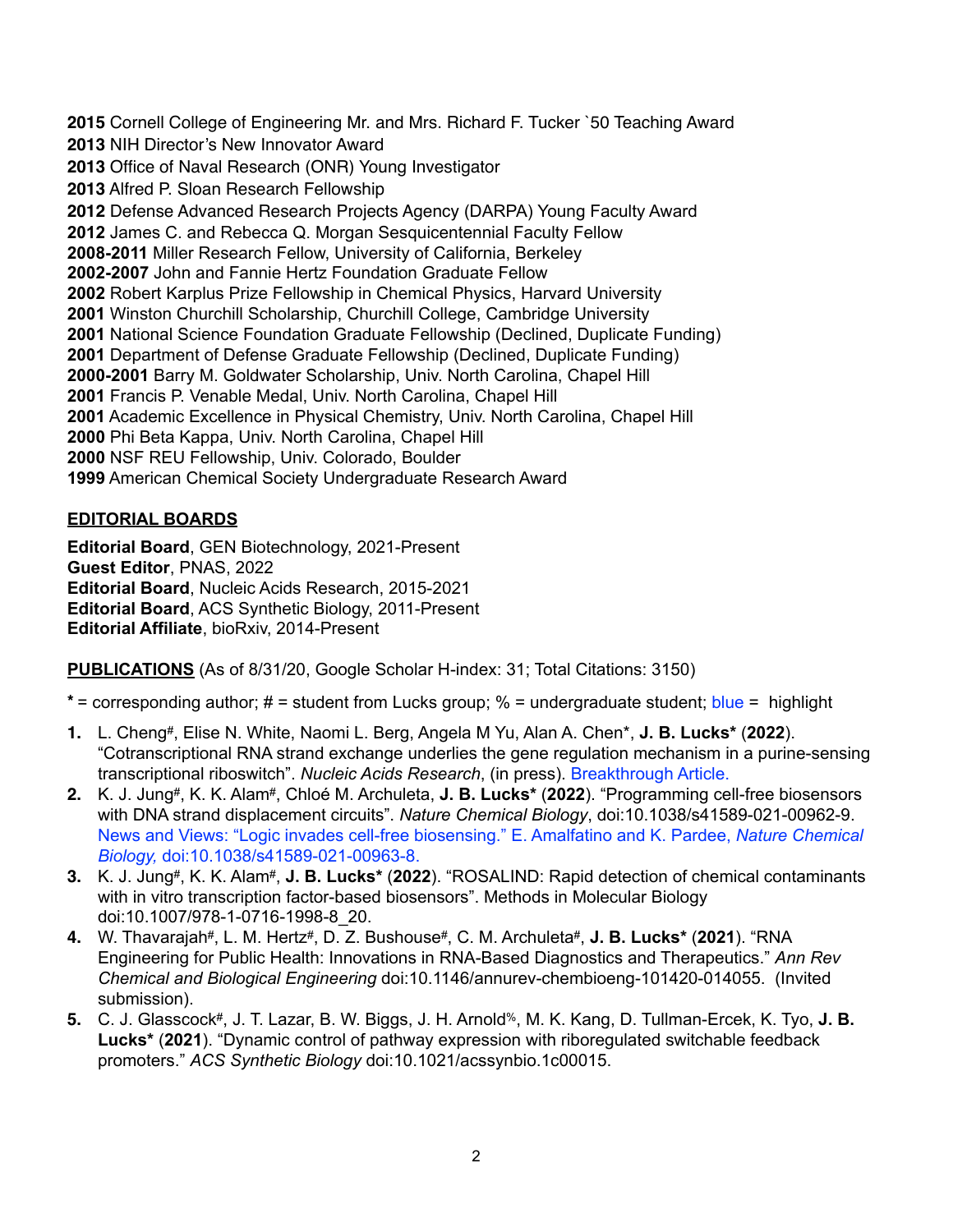**2015** Cornell College of Engineering Mr. and Mrs. Richard F. Tucker `50 Teaching Award
**2013** NIH Director's New Innovator Award
**2013** Office of Naval Research (ONR) Young Investigator
**2013** Alfred P. Sloan Research Fellowship
**2012** Defense Advanced Research Projects Agency (DARPA) Young Faculty Award
**2012** James C. and Rebecca Q. Morgan Sesquicentennial Faculty Fellow
**2008-2011** Miller Research Fellow, University of California, Berkeley
**2002-2007** John and Fannie Hertz Foundation Graduate Fellow
**2002** Robert Karplus Prize Fellowship in Chemical Physics, Harvard University
**2001** Winston Churchill Scholarship, Churchill College, Cambridge University
**2001** National Science Foundation Graduate Fellowship (Declined, Duplicate Funding)
**2001** Department of Defense Graduate Fellowship (Declined, Duplicate Funding)
**2000-2001** Barry M. Goldwater Scholarship, Univ. North Carolina, Chapel Hill
**2001** Francis P. Venable Medal, Univ. North Carolina, Chapel Hill
**2001** Academic Excellence in Physical Chemistry, Univ. North Carolina, Chapel Hill
**2000** Phi Beta Kappa, Univ. North Carolina, Chapel Hill
**2000** NSF REU Fellowship, Univ. Colorado, Boulder
**1999** American Chemical Society Undergraduate Research Award

## EDITORIAL BOARDS

**Editorial Board**, GEN Biotechnology, 2021-Present
**Guest Editor**, PNAS, 2022
**Editorial Board**, Nucleic Acids Research, 2015-2021
**Editorial Board**, ACS Synthetic Biology, 2011-Present
**Editorial Affiliate**, bioRxiv, 2014-Present

## PUBLICATIONS (As of 8/31/20, Google Scholar H-index: 31; Total Citations: 3150)

**\*** = corresponding author; # = student from Lucks group; % = undergraduate student; blue = highlight

1. L. Cheng#, Elise N. White, Naomi L. Berg, Angela M Yu, Alan A. Chen\*, **J. B. Lucks\*** (**2022**). "Cotranscriptional RNA strand exchange underlies the gene regulation mechanism in a purine-sensing transcriptional riboswitch". *Nucleic Acids Research*, (in press). Breakthrough Article.
2. K. J. Jung#, K. K. Alam#, Chloé M. Archuleta, **J. B. Lucks\*** (**2022**). "Programming cell-free biosensors with DNA strand displacement circuits". *Nature Chemical Biology*, doi:10.1038/s41589-021-00962-9. News and Views: "Logic invades cell-free biosensing." E. Amalfatino and K. Pardee, *Nature Chemical Biology,* doi:10.1038/s41589-021-00963-8.
3. K. J. Jung#, K. K. Alam#, **J. B. Lucks\*** (**2022**). "ROSALIND: Rapid detection of chemical contaminants with in vitro transcription factor-based biosensors". Methods in Molecular Biology doi:10.1007/978-1-0716-1998-8_20.
4. W. Thavarajah#, L. M. Hertz#, D. Z. Bushouse#, C. M. Archuleta#, **J. B. Lucks\*** (**2021**). "RNA Engineering for Public Health: Innovations in RNA-Based Diagnostics and Therapeutics." *Ann Rev Chemical and Biological Engineering* doi:10.1146/annurev-chembioeng-101420-014055. (Invited submission).
5. C. J. Glasscock#, J. T. Lazar, B. W. Biggs, J. H. Arnold%, M. K. Kang, D. Tullman-Ercek, K. Tyo, **J. B. Lucks\*** (**2021**). "Dynamic control of pathway expression with riboregulated switchable feedback promoters." *ACS Synthetic Biology* doi:10.1021/acssynbio.1c00015.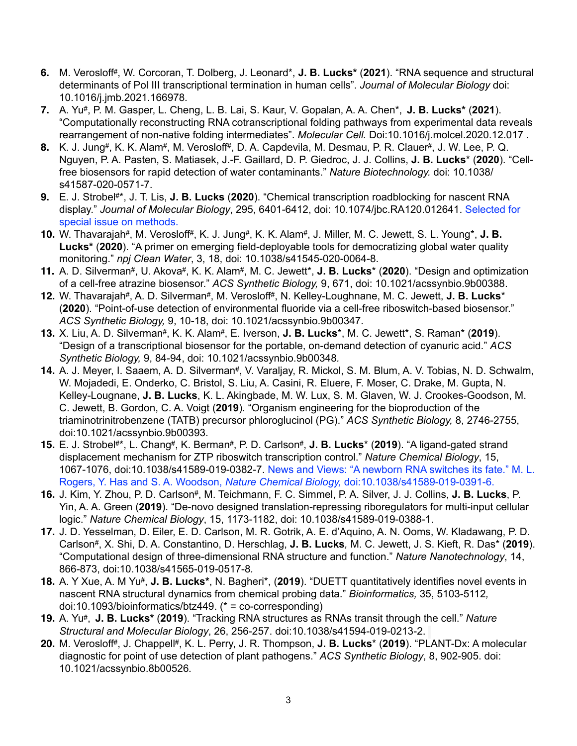6. M. Verosloff#, W. Corcoran, T. Dolberg, J. Leonard*, **J. B. Lucks*** (**2021**). "RNA sequence and structural determinants of Pol III transcriptional termination in human cells". *Journal of Molecular Biology* doi: 10.1016/j.jmb.2021.166978.
7. A. Yu#, P. M. Gasper, L. Cheng, L. B. Lai, S. Kaur, V. Gopalan, A. A. Chen*, **J. B. Lucks*** (**2021**). "Computationally reconstructing RNA cotranscriptional folding pathways from experimental data reveals rearrangement of non-native folding intermediates". *Molecular Cell.* Doi:10.1016/j.molcel.2020.12.017 .
8. K. J. Jung#, K. K. Alam#, M. Verosloff#, D. A. Capdevila, M. Desmau, P. R. Clauer#, J. W. Lee, P. Q. Nguyen, P. A. Pasten, S. Matiasek, J.-F. Gaillard, D. P. Giedroc, J. J. Collins, **J. B. Lucks*** (**2020**). "Cell-free biosensors for rapid detection of water contaminants." *Nature Biotechnology.* doi: 10.1038/s41587-020-0571-7.
9. E. J. Strobel#*, J. T. Lis, **J. B. Lucks** (**2020**). "Chemical transcription roadblocking for nascent RNA display." *Journal of Molecular Biology*, 295, 6401-6412, doi: 10.1074/jbc.RA120.012641. Selected for special issue on methods.
10. W. Thavarajah#, M. Verosloff#, K. J. Jung#, K. K. Alam#, J. Miller, M. C. Jewett, S. L. Young*, **J. B. Lucks*** (**2020**). "A primer on emerging field-deployable tools for democratizing global water quality monitoring." *npj Clean Water*, 3, 18, doi: 10.1038/s41545-020-0064-8.
11. A. D. Silverman#, U. Akova#, K. K. Alam#, M. C. Jewett*, **J. B. Lucks*** (**2020**). "Design and optimization of a cell-free atrazine biosensor." *ACS Synthetic Biology,* 9, 671, doi: 10.1021/acssynbio.9b00388.
12. W. Thavarajah#, A. D. Silverman#, M. Verosloff#, N. Kelley-Loughnane, M. C. Jewett, **J. B. Lucks*** (**2020**). "Point-of-use detection of environmental fluoride via a cell-free riboswitch-based biosensor." *ACS Synthetic Biology,* 9, 10-18, doi: 10.1021/acssynbio.9b00347.
13. X. Liu, A. D. Silverman#, K. K. Alam#, E. Iverson, **J. B. Lucks***, M. C. Jewett*, S. Raman* (**2019**). "Design of a transcriptional biosensor for the portable, on-demand detection of cyanuric acid." *ACS Synthetic Biology,* 9, 84-94, doi: 10.1021/acssynbio.9b00348.
14. A. J. Meyer, I. Saaem, A. D. Silverman#, V. Varaljay, R. Mickol, S. M. Blum, A. V. Tobias, N. D. Schwalm, W. Mojadedi, E. Onderko, C. Bristol, S. Liu, A. Casini, R. Eluere, F. Moser, C. Drake, M. Gupta, N. Kelley-Lougnane, **J. B. Lucks**, K. L. Akingbade, M. W. Lux, S. M. Glaven, W. J. Crookes-Goodson, M. C. Jewett, B. Gordon, C. A. Voigt (**2019**). "Organism engineering for the bioproduction of the triaminotrinitrobenzene (TATB) precursor phloroglucinol (PG)." *ACS Synthetic Biology,* 8, 2746-2755, doi:10.1021/acssynbio.9b00393.
15. E. J. Strobel#*, L. Chang#, K. Berman#, P. D. Carlson#, **J. B. Lucks*** (**2019**). "A ligand-gated strand displacement mechanism for ZTP riboswitch transcription control." *Nature Chemical Biology*, 15, 1067-1076, doi:10.1038/s41589-019-0382-7. News and Views: "A newborn RNA switches its fate." M. L. Rogers, Y. Has and S. A. Woodson, *Nature Chemical Biology,* doi:10.1038/s41589-019-0391-6.
16. J. Kim, Y. Zhou, P. D. Carlson#, M. Teichmann, F. C. Simmel, P. A. Silver, J. J. Collins, **J. B. Lucks**, P. Yin, A. A. Green (**2019**). "De-novo designed translation-repressing riboregulators for multi-input cellular logic." *Nature Chemical Biology*, 15, 1173-1182, doi: 10.1038/s41589-019-0388-1.
17. J. D. Yesselman, D. Eiler, E. D. Carlson, M. R. Gotrik, A. E. d'Aquino, A. N. Ooms, W. Kladawang, P. D. Carlson#, X. Shi, D. A. Constantino, D. Herschlag, **J. B. Lucks***,* M. C. Jewett, J. S. Kieft, R. Das* (**2019**). "Computational design of three-dimensional RNA structure and function." *Nature Nanotechnology*, 14, 866-873, doi:10.1038/s41565-019-0517-8.
18. A. Y Xue, A. M Yu#, **J. B. Lucks***, N. Bagheri*, (**2019**). "DUETT quantitatively identifies novel events in nascent RNA structural dynamics from chemical probing data." *Bioinformatics,* 35, 5103-5112*,* doi:10.1093/bioinformatics/btz449. (* = co-corresponding)
19. A. Yu#, **J. B. Lucks*** (**2019**). "Tracking RNA structures as RNAs transit through the cell." *Nature Structural and Molecular Biology*, 26, 256-257. doi:10.1038/s41594-019-0213-2.
20. M. Verosloff#, J. Chappell#, K. L. Perry, J. R. Thompson, **J. B. Lucks*** (**2019**). "PLANT-Dx: A molecular diagnostic for point of use detection of plant pathogens." *ACS Synthetic Biology*, 8, 902-905. doi: 10.1021/acssynbio.8b00526.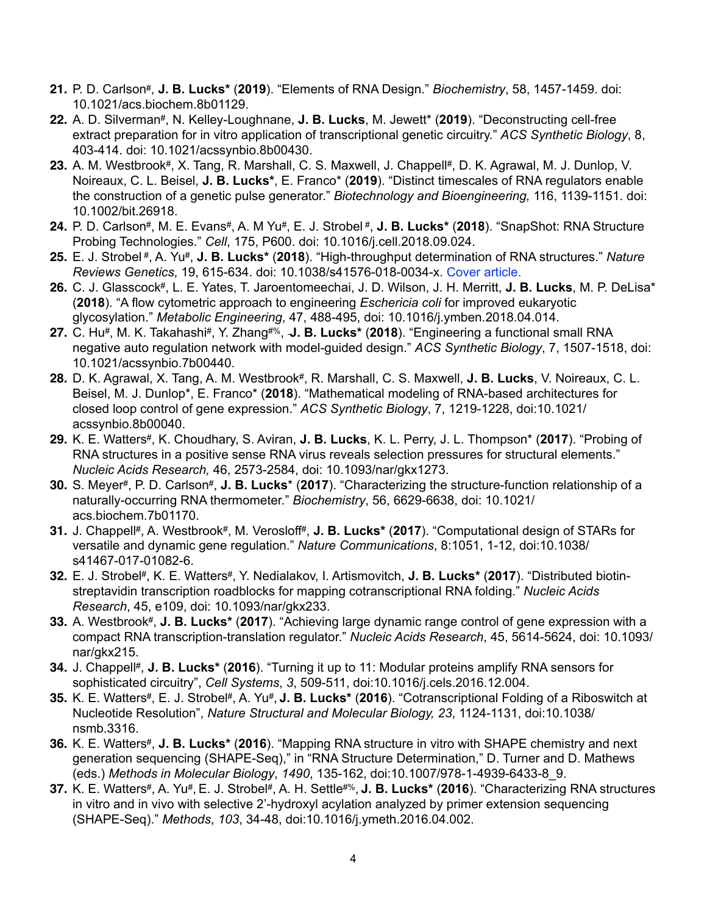21. P. D. Carlson[#], **J. B. Lucks*** (**2019**). "Elements of RNA Design." *Biochemistry*, 58, 1457-1459. doi: 10.1021/acs.biochem.8b01129.
22. A. D. Silverman[#], N. Kelley-Loughnane, **J. B. Lucks**, M. Jewett* (**2019**). "Deconstructing cell-free extract preparation for in vitro application of transcriptional genetic circuitry." *ACS Synthetic Biology*, 8, 403-414. doi: 10.1021/acssynbio.8b00430.
23. A. M. Westbrook[#], X. Tang, R. Marshall, C. S. Maxwell, J. Chappell[#], D. K. Agrawal, M. J. Dunlop, V. Noireaux, C. L. Beisel, **J. B. Lucks***, E. Franco* (**2019**). "Distinct timescales of RNA regulators enable the construction of a genetic pulse generator." *Biotechnology and Bioengineering,* 116, 1139-1151. doi: 10.1002/bit.26918.
24. P. D. Carlson[#], M. E. Evans[#], A. M Yu[#], E. J. Strobel [#], **J. B. Lucks*** (**2018**). "SnapShot: RNA Structure Probing Technologies." *Cell*, 175, P600. doi: 10.1016/j.cell.2018.09.024.
25. E. J. Strobel [#], A. Yu[#], **J. B. Lucks*** (**2018**). "High-throughput determination of RNA structures." *Nature Reviews Genetics*, 19, 615-634. doi: 10.1038/s41576-018-0034-x. Cover article.
26. C. J. Glasscock[#], L. E. Yates, T. Jaroentomeechai, J. D. Wilson, J. H. Merritt, **J. B. Lucks**, M. P. DeLisa* (**2018**). "A flow cytometric approach to engineering *Eschericia coli* for improved eukaryotic glycosylation." *Metabolic Engineering*, 47, 488-495, doi: 10.1016/j.ymben.2018.04.014.
27. C. Hu[#], M. K. Takahashi[#], Y. Zhang[#%], **J. B. Lucks*** (**2018**). "Engineering a functional small RNA negative auto regulation network with model-guided design." *ACS Synthetic Biology*, 7, 1507-1518, doi: 10.1021/acssynbio.7b00440.
28. D. K. Agrawal, X. Tang, A. M. Westbrook[#], R. Marshall, C. S. Maxwell, **J. B. Lucks**, V. Noireaux, C. L. Beisel, M. J. Dunlop*, E. Franco* (**2018**). "Mathematical modeling of RNA-based architectures for closed loop control of gene expression." *ACS Synthetic Biology*, 7, 1219-1228, doi:10.1021/acssynbio.8b00040.
29. K. E. Watters[#], K. Choudhary, S. Aviran, **J. B. Lucks**, K. L. Perry, J. L. Thompson* (**2017**). "Probing of RNA structures in a positive sense RNA virus reveals selection pressures for structural elements." *Nucleic Acids Research,* 46, 2573-2584, doi: 10.1093/nar/gkx1273.
30. S. Meyer[#], P. D. Carlson[#], **J. B. Lucks*** (**2017**). "Characterizing the structure-function relationship of a naturally-occurring RNA thermometer." *Biochemistry*, 56, 6629-6638, doi: 10.1021/acs.biochem.7b01170.
31. J. Chappell[#], A. Westbrook[#], M. Verosloff[#], **J. B. Lucks*** (**2017**). "Computational design of STARs for versatile and dynamic gene regulation." *Nature Communications*, 8:1051, 1-12, doi:10.1038/s41467-017-01082-6.
32. E. J. Strobel[#], K. E. Watters[#], Y. Nedialakov, I. Artsimovitch, **J. B. Lucks*** (**2017**). "Distributed biotin-streptavidin transcription roadblocks for mapping cotranscriptional RNA folding." *Nucleic Acids Research*, 45, e109, doi: 10.1093/nar/gkx233.
33. A. Westbrook[#], **J. B. Lucks*** (**2017**). "Achieving large dynamic range control of gene expression with a compact RNA transcription-translation regulator." *Nucleic Acids Research*, 45, 5614-5624, doi: 10.1093/nar/gkx215.
34. J. Chappell[#], **J. B. Lucks*** (**2016**). "Turning it up to 11: Modular proteins amplify RNA sensors for sophisticated circuitry", *Cell Systems*, *3*, 509-511, doi:10.1016/j.cels.2016.12.004.
35. K. E. Watters[#], E. J. Strobel[#], A. Yu[#], **J. B. Lucks*** (**2016**). "Cotranscriptional Folding of a Riboswitch at Nucleotide Resolution", *Nature Structural and Molecular Biology, 23*, 1124-1131, doi:10.1038/nsmb.3316.
36. K. E. Watters[#], **J. B. Lucks*** (**2016**). "Mapping RNA structure in vitro with SHAPE chemistry and next generation sequencing (SHAPE-Seq)," in "RNA Structure Determination," D. Turner and D. Mathews (eds.) *Methods in Molecular Biology*, *1490*, 135-162, doi:10.1007/978-1-4939-6433-8_9.
37. K. E. Watters[#], A. Yu[#], E. J. Strobel[#], A. H. Settle[#%], **J. B. Lucks*** (**2016**). "Characterizing RNA structures in vitro and in vivo with selective 2'-hydroxyl acylation analyzed by primer extension sequencing (SHAPE-Seq)." *Methods*, *103*, 34-48, doi:10.1016/j.ymeth.2016.04.002.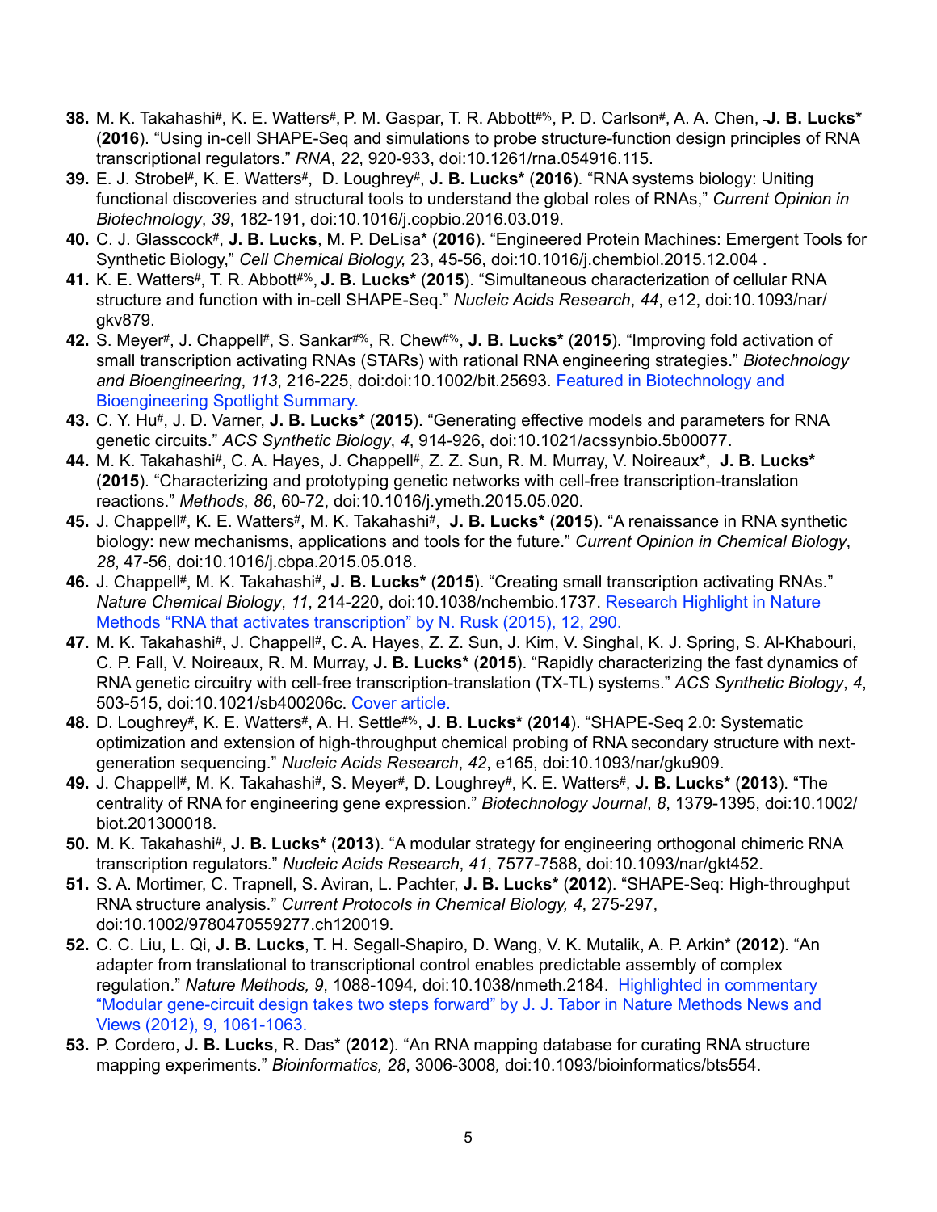38. M. K. Takahashi[#], K. E. Watters[#], P. M. Gaspar, T. R. Abbott[#%], P. D. Carlson[#], A. A. Chen, **J. B. Lucks*** (**2016**). "Using in-cell SHAPE-Seq and simulations to probe structure-function design principles of RNA transcriptional regulators." *RNA*, *22*, 920-933, doi:10.1261/rna.054916.115.
39. E. J. Strobel[#], K. E. Watters[#], D. Loughrey[#], **J. B. Lucks*** (**2016**). "RNA systems biology: Uniting functional discoveries and structural tools to understand the global roles of RNAs," *Current Opinion in Biotechnology*, *39*, 182-191, doi:10.1016/j.copbio.2016.03.019.
40. C. J. Glasscock[#], **J. B. Lucks**, M. P. DeLisa* (**2016**). "Engineered Protein Machines: Emergent Tools for Synthetic Biology," *Cell Chemical Biology,* 23, 45-56, doi:10.1016/j.chembiol.2015.12.004 .
41. K. E. Watters[#], T. R. Abbott[#%], **J. B. Lucks*** (**2015**). "Simultaneous characterization of cellular RNA structure and function with in-cell SHAPE-Seq." *Nucleic Acids Research*, *44*, e12, doi:10.1093/nar/gkv879.
42. S. Meyer[#], J. Chappell[#], S. Sankar[#%], R. Chew[#%], **J. B. Lucks*** (**2015**). "Improving fold activation of small transcription activating RNAs (STARs) with rational RNA engineering strategies." *Biotechnology and Bioengineering*, *113*, 216-225, doi:doi:10.1002/bit.25693. Featured in Biotechnology and Bioengineering Spotlight Summary.
43. C. Y. Hu[#], J. D. Varner, **J. B. Lucks*** (**2015**). "Generating effective models and parameters for RNA genetic circuits." *ACS Synthetic Biology*, *4*, 914-926, doi:10.1021/acssynbio.5b00077.
44. M. K. Takahashi[#], C. A. Hayes, J. Chappell[#], Z. Z. Sun, R. M. Murray, V. Noireaux*, **J. B. Lucks*** (**2015**). "Characterizing and prototyping genetic networks with cell-free transcription-translation reactions." *Methods*, *86*, 60-72, doi:10.1016/j.ymeth.2015.05.020.
45. J. Chappell[#], K. E. Watters[#], M. K. Takahashi[#], **J. B. Lucks*** (**2015**). "A renaissance in RNA synthetic biology: new mechanisms, applications and tools for the future." *Current Opinion in Chemical Biology*, *28*, 47-56, doi:10.1016/j.cbpa.2015.05.018.
46. J. Chappell[#], M. K. Takahashi[#], **J. B. Lucks*** (**2015**). "Creating small transcription activating RNAs." *Nature Chemical Biology*, *11*, 214-220, doi:10.1038/nchembio.1737. Research Highlight in Nature Methods "RNA that activates transcription" by N. Rusk (2015), 12, 290.
47. M. K. Takahashi[#], J. Chappell[#], C. A. Hayes, Z. Z. Sun, J. Kim, V. Singhal, K. J. Spring, S. Al-Khabouri, C. P. Fall, V. Noireaux, R. M. Murray, **J. B. Lucks*** (**2015**). "Rapidly characterizing the fast dynamics of RNA genetic circuitry with cell-free transcription-translation (TX-TL) systems." *ACS Synthetic Biology*, *4*, 503-515, doi:10.1021/sb400206c. Cover article.
48. D. Loughrey[#], K. E. Watters[#], A. H. Settle[#%], **J. B. Lucks*** (**2014**). "SHAPE-Seq 2.0: Systematic optimization and extension of high-throughput chemical probing of RNA secondary structure with next-generation sequencing." *Nucleic Acids Research*, *42*, e165, doi:10.1093/nar/gku909.
49. J. Chappell[#], M. K. Takahashi[#], S. Meyer[#], D. Loughrey[#], K. E. Watters[#], **J. B. Lucks*** (**2013**). "The centrality of RNA for engineering gene expression." *Biotechnology Journal*, *8*, 1379-1395, doi:10.1002/biot.201300018.
50. M. K. Takahashi[#], **J. B. Lucks*** (**2013**). "A modular strategy for engineering orthogonal chimeric RNA transcription regulators." *Nucleic Acids Research*, *41*, 7577-7588, doi:10.1093/nar/gkt452.
51. S. A. Mortimer, C. Trapnell, S. Aviran, L. Pachter, **J. B. Lucks*** (**2012**). "SHAPE-Seq: High-throughput RNA structure analysis." *Current Protocols in Chemical Biology, 4*, 275-297, doi:10.1002/9780470559277.ch120019.
52. C. C. Liu, L. Qi, **J. B. Lucks**, T. H. Segall-Shapiro, D. Wang, V. K. Mutalik, A. P. Arkin* (**2012**). "An adapter from translational to transcriptional control enables predictable assembly of complex regulation." *Nature Methods, 9*, 1088-1094*,* doi:10.1038/nmeth.2184. Highlighted in commentary "Modular gene-circuit design takes two steps forward" by J. J. Tabor in Nature Methods News and Views (2012), 9, 1061-1063.
53. P. Cordero, **J. B. Lucks**, R. Das* (**2012**). "An RNA mapping database for curating RNA structure mapping experiments." *Bioinformatics, 28*, 3006-3008*,* doi:10.1093/bioinformatics/bts554.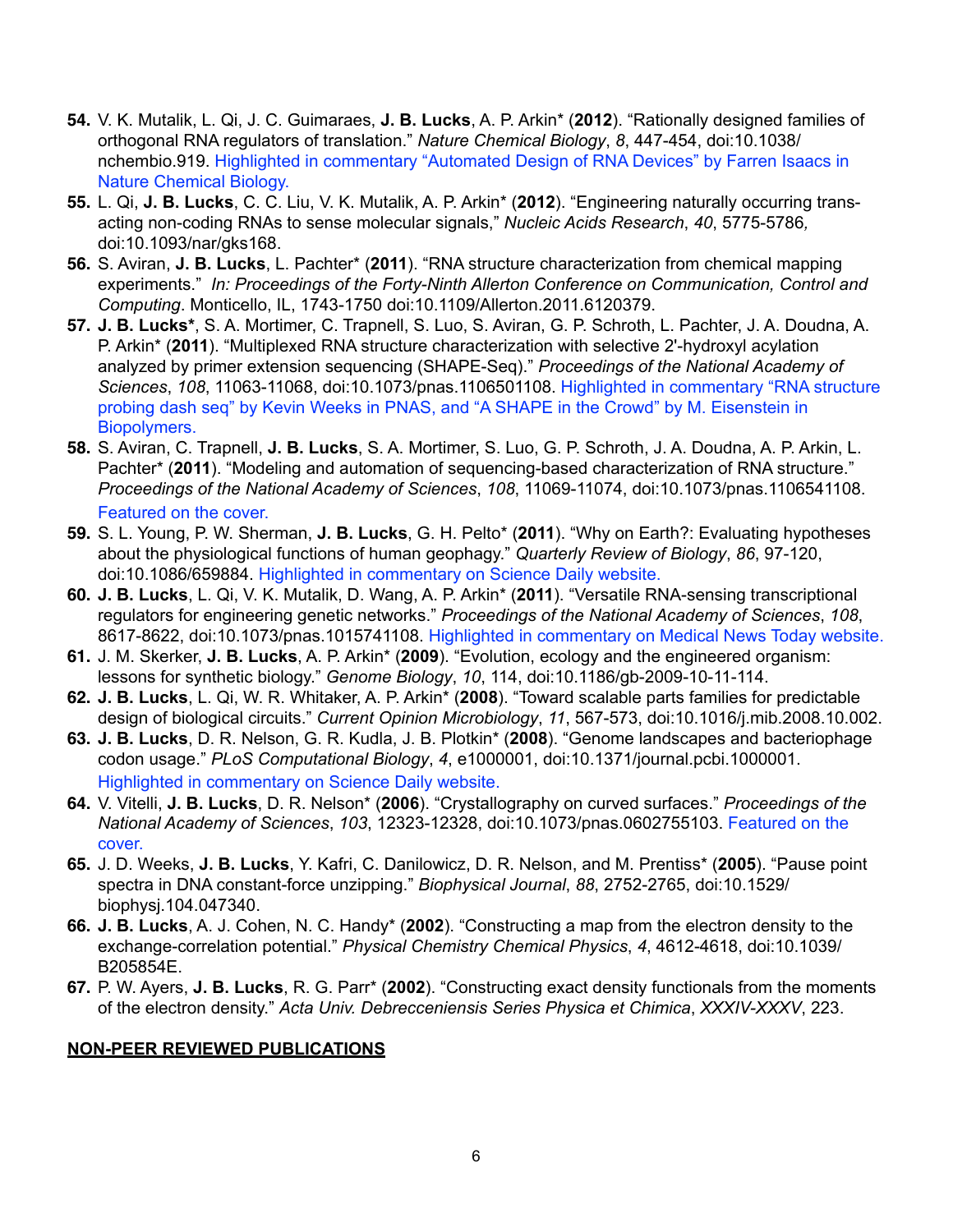54. V. K. Mutalik, L. Qi, J. C. Guimaraes, **J. B. Lucks**, A. P. Arkin* (**2012**). “Rationally designed families of orthogonal RNA regulators of translation.” *Nature Chemical Biology*, *8*, 447-454, doi:10.1038/nchembio.919. Highlighted in commentary “Automated Design of RNA Devices” by Farren Isaacs in Nature Chemical Biology.
55. L. Qi, **J. B. Lucks**, C. C. Liu, V. K. Mutalik, A. P. Arkin* (**2012**). “Engineering naturally occurring trans-acting non-coding RNAs to sense molecular signals,” *Nucleic Acids Research*, *40*, 5775-5786, doi:10.1093/nar/gks168.
56. S. Aviran, **J. B. Lucks**, L. Pachter* (**2011**). “RNA structure characterization from chemical mapping experiments.” *In: Proceedings of the Forty-Ninth Allerton Conference on Communication, Control and Computing*. Monticello, IL, 1743-1750 doi:10.1109/Allerton.2011.6120379.
57. **J. B. Lucks***, S. A. Mortimer, C. Trapnell, S. Luo, S. Aviran, G. P. Schroth, L. Pachter, J. A. Doudna, A. P. Arkin* (**2011**). “Multiplexed RNA structure characterization with selective 2'-hydroxyl acylation analyzed by primer extension sequencing (SHAPE-Seq).” *Proceedings of the National Academy of Sciences*, *108*, 11063-11068, doi:10.1073/pnas.1106501108. Highlighted in commentary “RNA structure probing dash seq” by Kevin Weeks in PNAS, and “A SHAPE in the Crowd” by M. Eisenstein in Biopolymers.
58. S. Aviran, C. Trapnell, **J. B. Lucks**, S. A. Mortimer, S. Luo, G. P. Schroth, J. A. Doudna, A. P. Arkin, L. Pachter* (**2011**). “Modeling and automation of sequencing-based characterization of RNA structure.” *Proceedings of the National Academy of Sciences*, *108*, 11069-11074, doi:10.1073/pnas.1106541108. Featured on the cover.
59. S. L. Young, P. W. Sherman, **J. B. Lucks**, G. H. Pelto* (**2011**). “Why on Earth?: Evaluating hypotheses about the physiological functions of human geophagy.” *Quarterly Review of Biology*, *86*, 97-120, doi:10.1086/659884. Highlighted in commentary on Science Daily website.
60. **J. B. Lucks**, L. Qi, V. K. Mutalik, D. Wang, A. P. Arkin* (**2011**). “Versatile RNA-sensing transcriptional regulators for engineering genetic networks.” *Proceedings of the National Academy of Sciences*, *108*, 8617-8622, doi:10.1073/pnas.1015741108. Highlighted in commentary on Medical News Today website.
61. J. M. Skerker, **J. B. Lucks**, A. P. Arkin* (**2009**). “Evolution, ecology and the engineered organism: lessons for synthetic biology.” *Genome Biology*, *10*, 114, doi:10.1186/gb-2009-10-11-114.
62. **J. B. Lucks**, L. Qi, W. R. Whitaker, A. P. Arkin* (**2008**). “Toward scalable parts families for predictable design of biological circuits.” *Current Opinion Microbiology*, *11*, 567-573, doi:10.1016/j.mib.2008.10.002.
63. **J. B. Lucks**, D. R. Nelson, G. R. Kudla, J. B. Plotkin* (**2008**). “Genome landscapes and bacteriophage codon usage.” *PLoS Computational Biology*, *4*, e1000001, doi:10.1371/journal.pcbi.1000001. Highlighted in commentary on Science Daily website.
64. V. Vitelli, **J. B. Lucks**, D. R. Nelson* (**2006**). “Crystallography on curved surfaces.” *Proceedings of the National Academy of Sciences*, *103*, 12323-12328, doi:10.1073/pnas.0602755103. Featured on the cover.
65. J. D. Weeks, **J. B. Lucks**, Y. Kafri, C. Danilowicz, D. R. Nelson, and M. Prentiss* (**2005**). “Pause point spectra in DNA constant-force unzipping.” *Biophysical Journal*, *88*, 2752-2765, doi:10.1529/biophysj.104.047340.
66. **J. B. Lucks**, A. J. Cohen, N. C. Handy* (**2002**). “Constructing a map from the electron density to the exchange-correlation potential.” *Physical Chemistry Chemical Physics*, *4*, 4612-4618, doi:10.1039/B205854E.
67. P. W. Ayers, **J. B. Lucks**, R. G. Parr* (**2002**). “Constructing exact density functionals from the moments of the electron density.” *Acta Univ. Debrecceniensis Series Physica et Chimica*, *XXXIV-XXXV*, 223.

## NON-PEER REVIEWED PUBLICATIONS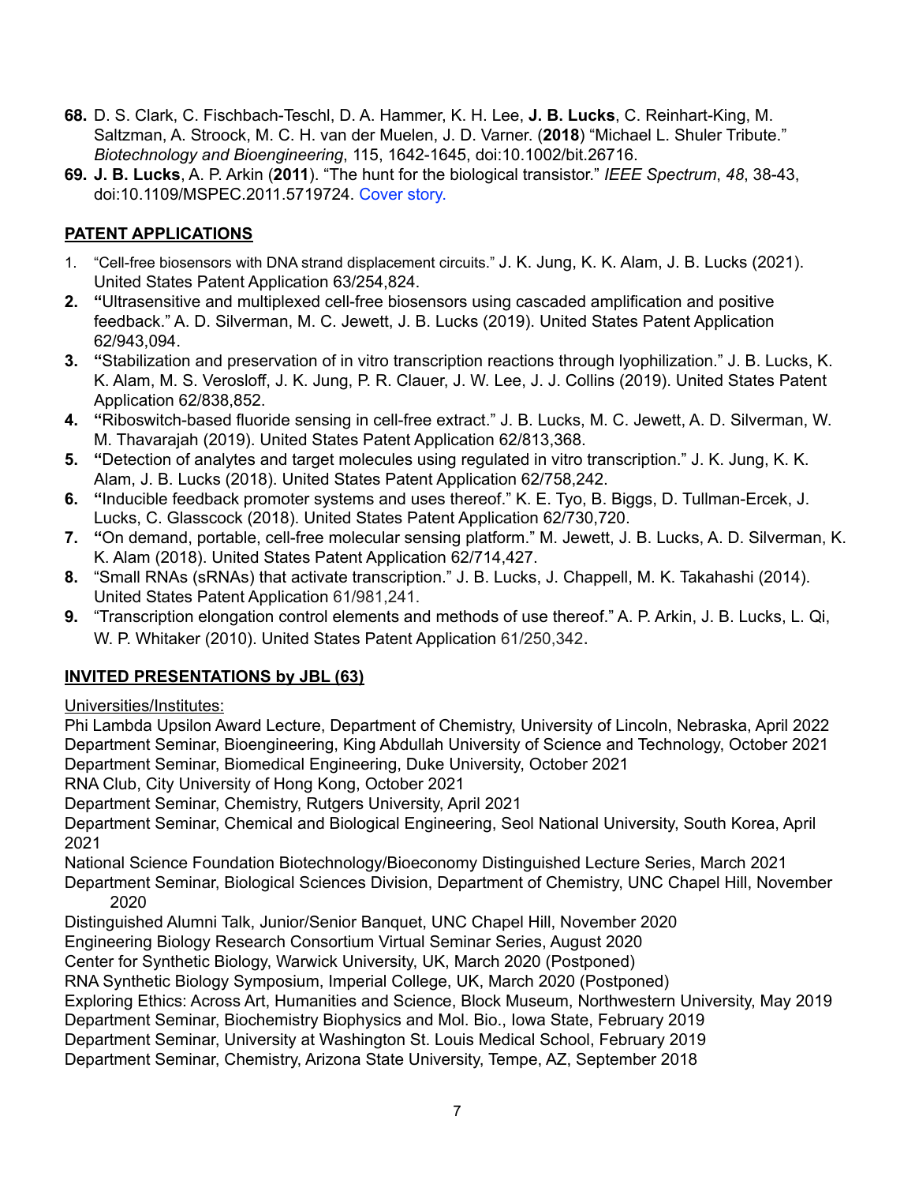**68.** D. S. Clark, C. Fischbach-Teschl, D. A. Hammer, K. H. Lee, **J. B. Lucks**, C. Reinhart-King, M. Saltzman, A. Stroock, M. C. H. van der Muelen, J. D. Varner. (**2018**) "Michael L. Shuler Tribute." *Biotechnology and Bioengineering*, 115, 1642-1645, doi:10.1002/bit.26716.

**69.** **J. B. Lucks**, A. P. Arkin (**2011**). "The hunt for the biological transistor." *IEEE Spectrum*, *48*, 38-43, doi:10.1109/MSPEC.2011.5719724. Cover story.

## PATENT APPLICATIONS

1. "Cell-free biosensors with DNA strand displacement circuits." J. K. Jung, K. K. Alam, J. B. Lucks (2021). United States Patent Application 63/254,824.
2. "Ultrasensitive and multiplexed cell-free biosensors using cascaded amplification and positive feedback." A. D. Silverman, M. C. Jewett, J. B. Lucks (2019). United States Patent Application 62/943,094.
3. "Stabilization and preservation of in vitro transcription reactions through lyophilization." J. B. Lucks, K. K. Alam, M. S. Verosloff, J. K. Jung, P. R. Clauer, J. W. Lee, J. J. Collins (2019). United States Patent Application 62/838,852.
4. "Riboswitch-based fluoride sensing in cell-free extract." J. B. Lucks, M. C. Jewett, A. D. Silverman, W. M. Thavarajah (2019). United States Patent Application 62/813,368.
5. "Detection of analytes and target molecules using regulated in vitro transcription." J. K. Jung, K. K. Alam, J. B. Lucks (2018). United States Patent Application 62/758,242.
6. "Inducible feedback promoter systems and uses thereof." K. E. Tyo, B. Biggs, D. Tullman-Ercek, J. Lucks, C. Glasscock (2018). United States Patent Application 62/730,720.
7. "On demand, portable, cell-free molecular sensing platform." M. Jewett, J. B. Lucks, A. D. Silverman, K. K. Alam (2018). United States Patent Application 62/714,427.
8. "Small RNAs (sRNAs) that activate transcription." J. B. Lucks, J. Chappell, M. K. Takahashi (2014). United States Patent Application 61/981,241.
9. "Transcription elongation control elements and methods of use thereof." A. P. Arkin, J. B. Lucks, L. Qi, W. P. Whitaker (2010). United States Patent Application 61/250,342.

## INVITED PRESENTATIONS by JBL (63)

Universities/Institutes:

Phi Lambda Upsilon Award Lecture, Department of Chemistry, University of Lincoln, Nebraska, April 2022
Department Seminar, Bioengineering, King Abdullah University of Science and Technology, October 2021
Department Seminar, Biomedical Engineering, Duke University, October 2021
RNA Club, City University of Hong Kong, October 2021
Department Seminar, Chemistry, Rutgers University, April 2021
Department Seminar, Chemical and Biological Engineering, Seol National University, South Korea, April 2021
National Science Foundation Biotechnology/Bioeconomy Distinguished Lecture Series, March 2021
Department Seminar, Biological Sciences Division, Department of Chemistry, UNC Chapel Hill, November 2020
Distinguished Alumni Talk, Junior/Senior Banquet, UNC Chapel Hill, November 2020
Engineering Biology Research Consortium Virtual Seminar Series, August 2020
Center for Synthetic Biology, Warwick University, UK, March 2020 (Postponed)
RNA Synthetic Biology Symposium, Imperial College, UK, March 2020 (Postponed)
Exploring Ethics: Across Art, Humanities and Science, Block Museum, Northwestern University, May 2019
Department Seminar, Biochemistry Biophysics and Mol. Bio., Iowa State, February 2019
Department Seminar, University at Washington St. Louis Medical School, February 2019
Department Seminar, Chemistry, Arizona State University, Tempe, AZ, September 2018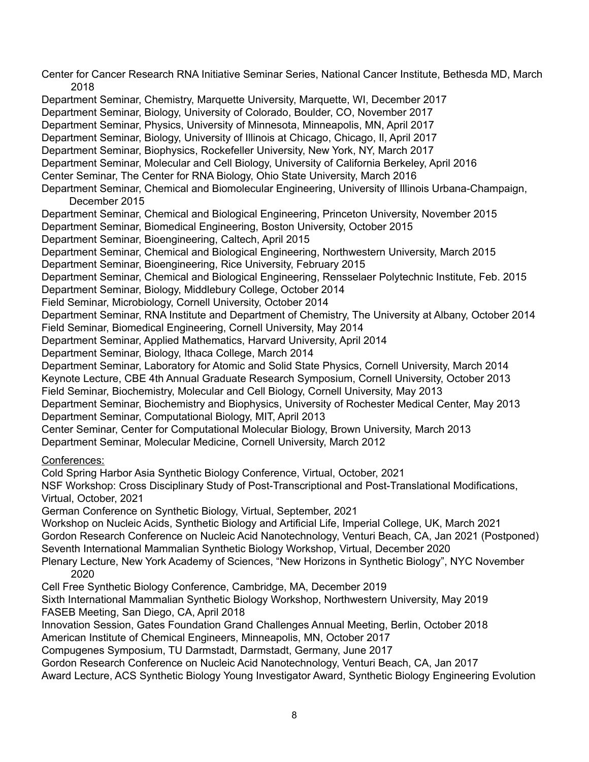Center for Cancer Research RNA Initiative Seminar Series, National Cancer Institute, Bethesda MD, March 2018
Department Seminar, Chemistry, Marquette University, Marquette, WI, December 2017
Department Seminar, Biology, University of Colorado, Boulder, CO, November 2017
Department Seminar, Physics, University of Minnesota, Minneapolis, MN, April 2017
Department Seminar, Biology, University of Illinois at Chicago, Chicago, Il, April 2017
Department Seminar, Biophysics, Rockefeller University, New York, NY, March 2017
Department Seminar, Molecular and Cell Biology, University of California Berkeley, April 2016
Center Seminar, The Center for RNA Biology, Ohio State University, March 2016
Department Seminar, Chemical and Biomolecular Engineering, University of Illinois Urbana-Champaign, December 2015
Department Seminar, Chemical and Biological Engineering, Princeton University, November 2015
Department Seminar, Biomedical Engineering, Boston University, October 2015
Department Seminar, Bioengineering, Caltech, April 2015
Department Seminar, Chemical and Biological Engineering, Northwestern University, March 2015
Department Seminar, Bioengineering, Rice University, February 2015
Department Seminar, Chemical and Biological Engineering, Rensselaer Polytechnic Institute, Feb. 2015
Department Seminar, Biology, Middlebury College, October 2014
Field Seminar, Microbiology, Cornell University, October 2014
Department Seminar, RNA Institute and Department of Chemistry, The University at Albany, October 2014
Field Seminar, Biomedical Engineering, Cornell University, May 2014
Department Seminar, Applied Mathematics, Harvard University, April 2014
Department Seminar, Biology, Ithaca College, March 2014
Department Seminar, Laboratory for Atomic and Solid State Physics, Cornell University, March 2014
Keynote Lecture, CBE 4th Annual Graduate Research Symposium, Cornell University, October 2013
Field Seminar, Biochemistry, Molecular and Cell Biology, Cornell University, May 2013
Department Seminar, Biochemistry and Biophysics, University of Rochester Medical Center, May 2013
Department Seminar, Computational Biology, MIT, April 2013
Center Seminar, Center for Computational Molecular Biology, Brown University, March 2013
Department Seminar, Molecular Medicine, Cornell University, March 2012

Conferences:

Cold Spring Harbor Asia Synthetic Biology Conference, Virtual, October, 2021
NSF Workshop: Cross Disciplinary Study of Post-Transcriptional and Post-Translational Modifications, Virtual, October, 2021
German Conference on Synthetic Biology, Virtual, September, 2021
Workshop on Nucleic Acids, Synthetic Biology and Artificial Life, Imperial College, UK, March 2021
Gordon Research Conference on Nucleic Acid Nanotechnology, Venturi Beach, CA, Jan 2021 (Postponed)
Seventh International Mammalian Synthetic Biology Workshop, Virtual, December 2020
Plenary Lecture, New York Academy of Sciences, "New Horizons in Synthetic Biology", NYC November 2020
Cell Free Synthetic Biology Conference, Cambridge, MA, December 2019
Sixth International Mammalian Synthetic Biology Workshop, Northwestern University, May 2019
FASEB Meeting, San Diego, CA, April 2018
Innovation Session, Gates Foundation Grand Challenges Annual Meeting, Berlin, October 2018
American Institute of Chemical Engineers, Minneapolis, MN, October 2017
Compugenes Symposium, TU Darmstadt, Darmstadt, Germany, June 2017
Gordon Research Conference on Nucleic Acid Nanotechnology, Venturi Beach, CA, Jan 2017
Award Lecture, ACS Synthetic Biology Young Investigator Award, Synthetic Biology Engineering Evolution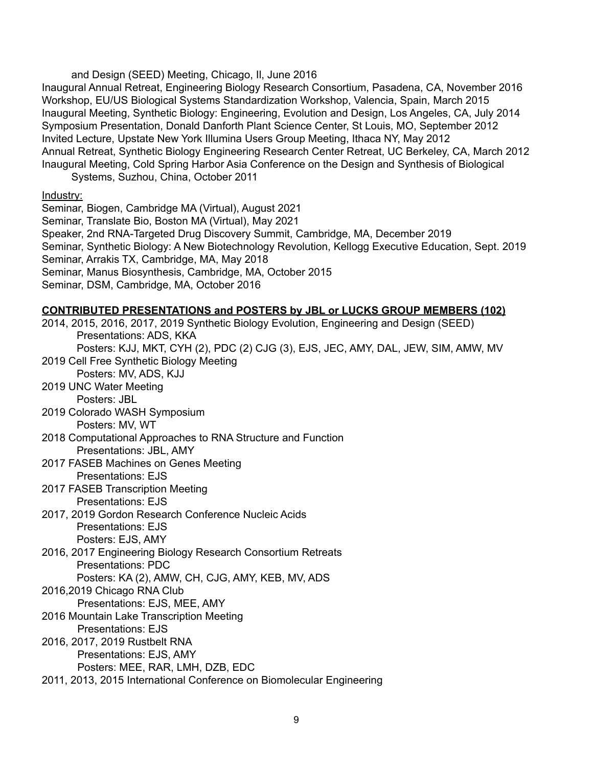and Design (SEED) Meeting, Chicago, Il, June 2016

Inaugural Annual Retreat, Engineering Biology Research Consortium, Pasadena, CA, November 2016
Workshop, EU/US Biological Systems Standardization Workshop, Valencia, Spain, March 2015
Inaugural Meeting, Synthetic Biology: Engineering, Evolution and Design, Los Angeles, CA, July 2014
Symposium Presentation, Donald Danforth Plant Science Center, St Louis, MO, September 2012
Invited Lecture, Upstate New York Illumina Users Group Meeting, Ithaca NY, May 2012
Annual Retreat, Synthetic Biology Engineering Research Center Retreat, UC Berkeley, CA, March 2012
Inaugural Meeting, Cold Spring Harbor Asia Conference on the Design and Synthesis of Biological Systems, Suzhou, China, October 2011

Industry:

Seminar, Biogen, Cambridge MA (Virtual), August 2021
Seminar, Translate Bio, Boston MA (Virtual), May 2021
Speaker, 2nd RNA-Targeted Drug Discovery Summit, Cambridge, MA, December 2019
Seminar, Synthetic Biology: A New Biotechnology Revolution, Kellogg Executive Education, Sept. 2019
Seminar, Arrakis TX, Cambridge, MA, May 2018
Seminar, Manus Biosynthesis, Cambridge, MA, October 2015
Seminar, DSM, Cambridge, MA, October 2016

**CONTRIBUTED PRESENTATIONS and POSTERS by JBL or LUCKS GROUP MEMBERS (102)**

2014, 2015, 2016, 2017, 2019 Synthetic Biology Evolution, Engineering and Design (SEED)
 Presentations: ADS, KKA
 Posters: KJJ, MKT, CYH (2), PDC (2) CJG (3), EJS, JEC, AMY, DAL, JEW, SIM, AMW, MV

2019 Cell Free Synthetic Biology Meeting
 Posters: MV, ADS, KJJ

2019 UNC Water Meeting
 Posters: JBL

2019 Colorado WASH Symposium
 Posters: MV, WT

2018 Computational Approaches to RNA Structure and Function
 Presentations: JBL, AMY

2017 FASEB Machines on Genes Meeting
 Presentations: EJS

2017 FASEB Transcription Meeting
 Presentations: EJS

2017, 2019 Gordon Research Conference Nucleic Acids
 Presentations: EJS
 Posters: EJS, AMY

2016, 2017 Engineering Biology Research Consortium Retreats
 Presentations: PDC
 Posters: KA (2), AMW, CH, CJG, AMY, KEB, MV, ADS

2016,2019 Chicago RNA Club
 Presentations: EJS, MEE, AMY

2016 Mountain Lake Transcription Meeting
 Presentations: EJS

2016, 2017, 2019 Rustbelt RNA
 Presentations: EJS, AMY
 Posters: MEE, RAR, LMH, DZB, EDC

2011, 2013, 2015 International Conference on Biomolecular Engineering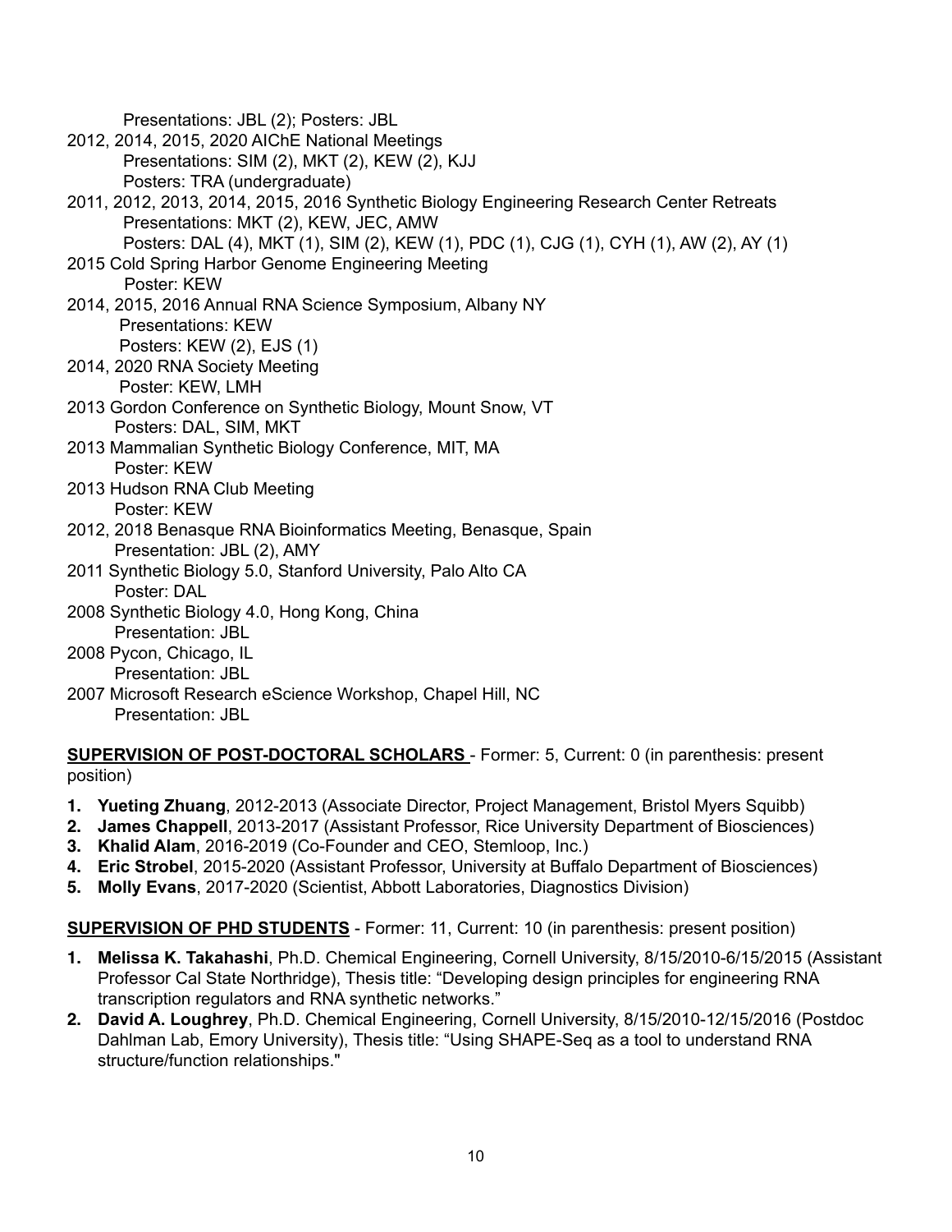Presentations: JBL (2); Posters: JBL

2012, 2014, 2015, 2020 AIChE National Meetings
  Presentations: SIM (2), MKT (2), KEW (2), KJJ
  Posters: TRA (undergraduate)

2011, 2012, 2013, 2014, 2015, 2016 Synthetic Biology Engineering Research Center Retreats
  Presentations: MKT (2), KEW, JEC, AMW
  Posters: DAL (4), MKT (1), SIM (2), KEW (1), PDC (1), CJG (1), CYH (1), AW (2), AY (1)

2015 Cold Spring Harbor Genome Engineering Meeting
  Poster: KEW

2014, 2015, 2016 Annual RNA Science Symposium, Albany NY
  Presentations: KEW
  Posters: KEW (2), EJS (1)

2014, 2020 RNA Society Meeting
  Poster: KEW, LMH

2013 Gordon Conference on Synthetic Biology, Mount Snow, VT
  Posters: DAL, SIM, MKT

2013 Mammalian Synthetic Biology Conference, MIT, MA
  Poster: KEW

2013 Hudson RNA Club Meeting
  Poster: KEW

2012, 2018 Benasque RNA Bioinformatics Meeting, Benasque, Spain
  Presentation: JBL (2), AMY

2011 Synthetic Biology 5.0, Stanford University, Palo Alto CA
  Poster: DAL

2008 Synthetic Biology 4.0, Hong Kong, China
  Presentation: JBL

2008 Pycon, Chicago, IL
  Presentation: JBL

2007 Microsoft Research eScience Workshop, Chapel Hill, NC
  Presentation: JBL

**SUPERVISION OF POST-DOCTORAL SCHOLARS** - Former: 5, Current: 0 (in parenthesis: present position)

1. **Yueting Zhuang**, 2012-2013 (Associate Director, Project Management, Bristol Myers Squibb)
2. **James Chappell**, 2013-2017 (Assistant Professor, Rice University Department of Biosciences)
3. **Khalid Alam**, 2016-2019 (Co-Founder and CEO, Stemloop, Inc.)
4. **Eric Strobel**, 2015-2020 (Assistant Professor, University at Buffalo Department of Biosciences)
5. **Molly Evans**, 2017-2020 (Scientist, Abbott Laboratories, Diagnostics Division)

**SUPERVISION OF PHD STUDENTS** - Former: 11, Current: 10 (in parenthesis: present position)

1. **Melissa K. Takahashi**, Ph.D. Chemical Engineering, Cornell University, 8/15/2010-6/15/2015 (Assistant Professor Cal State Northridge), Thesis title: "Developing design principles for engineering RNA transcription regulators and RNA synthetic networks."
2. **David A. Loughrey**, Ph.D. Chemical Engineering, Cornell University, 8/15/2010-12/15/2016 (Postdoc Dahlman Lab, Emory University), Thesis title: "Using SHAPE-Seq as a tool to understand RNA structure/function relationships."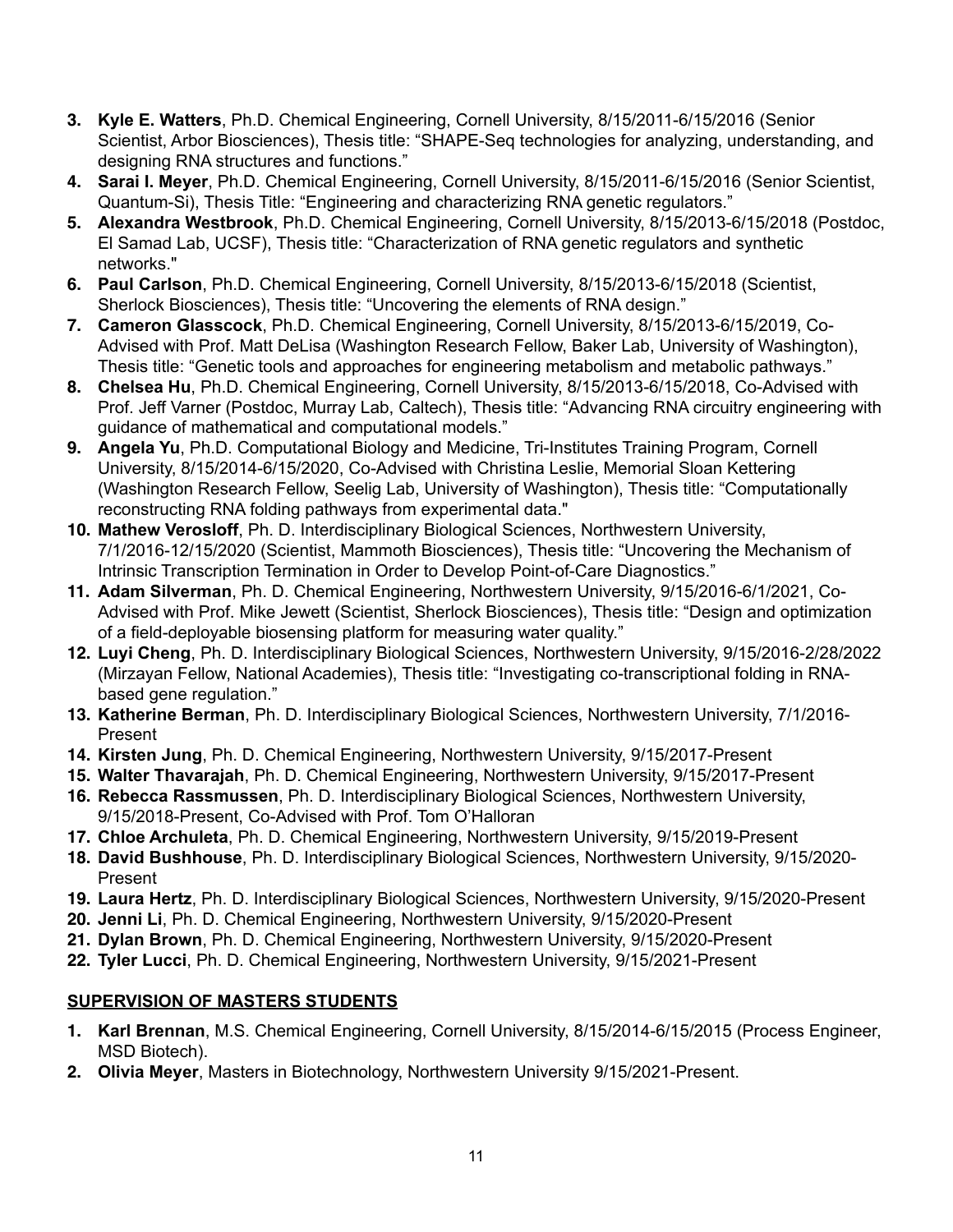3. **Kyle E. Watters**, Ph.D. Chemical Engineering, Cornell University, 8/15/2011-6/15/2016 (Senior Scientist, Arbor Biosciences), Thesis title: "SHAPE-Seq technologies for analyzing, understanding, and designing RNA structures and functions."
4. **Sarai I. Meyer**, Ph.D. Chemical Engineering, Cornell University, 8/15/2011-6/15/2016 (Senior Scientist, Quantum-Si), Thesis Title: "Engineering and characterizing RNA genetic regulators."
5. **Alexandra Westbrook**, Ph.D. Chemical Engineering, Cornell University, 8/15/2013-6/15/2018 (Postdoc, El Samad Lab, UCSF), Thesis title: "Characterization of RNA genetic regulators and synthetic networks."
6. **Paul Carlson**, Ph.D. Chemical Engineering, Cornell University, 8/15/2013-6/15/2018 (Scientist, Sherlock Biosciences), Thesis title: "Uncovering the elements of RNA design."
7. **Cameron Glasscock**, Ph.D. Chemical Engineering, Cornell University, 8/15/2013-6/15/2019, Co-Advised with Prof. Matt DeLisa (Washington Research Fellow, Baker Lab, University of Washington), Thesis title: "Genetic tools and approaches for engineering metabolism and metabolic pathways."
8. **Chelsea Hu**, Ph.D. Chemical Engineering, Cornell University, 8/15/2013-6/15/2018, Co-Advised with Prof. Jeff Varner (Postdoc, Murray Lab, Caltech), Thesis title: "Advancing RNA circuitry engineering with guidance of mathematical and computational models."
9. **Angela Yu**, Ph.D. Computational Biology and Medicine, Tri-Institutes Training Program, Cornell University, 8/15/2014-6/15/2020, Co-Advised with Christina Leslie, Memorial Sloan Kettering (Washington Research Fellow, Seelig Lab, University of Washington), Thesis title: "Computationally reconstructing RNA folding pathways from experimental data."
10. **Mathew Verosloff**, Ph. D. Interdisciplinary Biological Sciences, Northwestern University, 7/1/2016-12/15/2020 (Scientist, Mammoth Biosciences), Thesis title: "Uncovering the Mechanism of Intrinsic Transcription Termination in Order to Develop Point-of-Care Diagnostics."
11. **Adam Silverman**, Ph. D. Chemical Engineering, Northwestern University, 9/15/2016-6/1/2021, Co-Advised with Prof. Mike Jewett (Scientist, Sherlock Biosciences), Thesis title: "Design and optimization of a field-deployable biosensing platform for measuring water quality."
12. **Luyi Cheng**, Ph. D. Interdisciplinary Biological Sciences, Northwestern University, 9/15/2016-2/28/2022 (Mirzayan Fellow, National Academies), Thesis title: "Investigating co-transcriptional folding in RNA-based gene regulation."
13. **Katherine Berman**, Ph. D. Interdisciplinary Biological Sciences, Northwestern University, 7/1/2016-Present
14. **Kirsten Jung**, Ph. D. Chemical Engineering, Northwestern University, 9/15/2017-Present
15. **Walter Thavarajah**, Ph. D. Chemical Engineering, Northwestern University, 9/15/2017-Present
16. **Rebecca Rassmussen**, Ph. D. Interdisciplinary Biological Sciences, Northwestern University, 9/15/2018-Present, Co-Advised with Prof. Tom O'Halloran
17. **Chloe Archuleta**, Ph. D. Chemical Engineering, Northwestern University, 9/15/2019-Present
18. **David Bushhouse**, Ph. D. Interdisciplinary Biological Sciences, Northwestern University, 9/15/2020-Present
19. **Laura Hertz**, Ph. D. Interdisciplinary Biological Sciences, Northwestern University, 9/15/2020-Present
20. **Jenni Li**, Ph. D. Chemical Engineering, Northwestern University, 9/15/2020-Present
21. **Dylan Brown**, Ph. D. Chemical Engineering, Northwestern University, 9/15/2020-Present
22. **Tyler Lucci**, Ph. D. Chemical Engineering, Northwestern University, 9/15/2021-Present

## SUPERVISION OF MASTERS STUDENTS

1. **Karl Brennan**, M.S. Chemical Engineering, Cornell University, 8/15/2014-6/15/2015 (Process Engineer, MSD Biotech).
2. **Olivia Meyer**, Masters in Biotechnology, Northwestern University 9/15/2021-Present.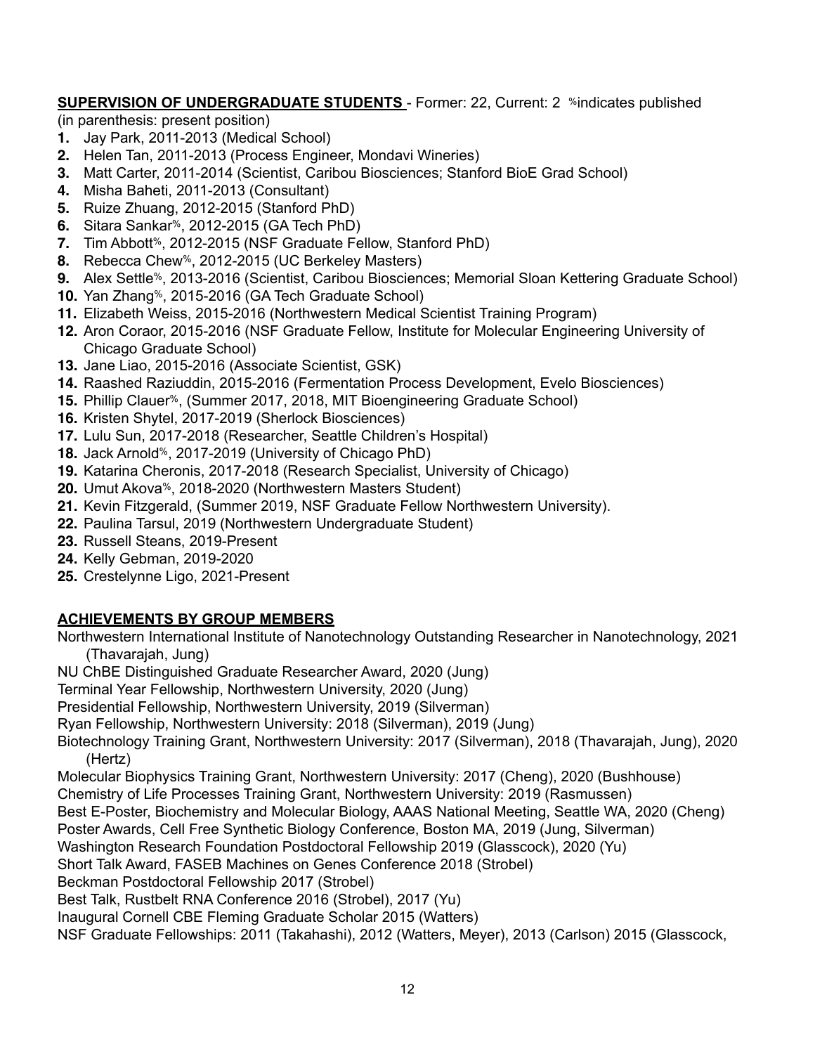**SUPERVISION OF UNDERGRADUATE STUDENTS** - Former: 22, Current: 2 %indicates published
(in parenthesis: present position)

1. Jay Park, 2011-2013 (Medical School)
2. Helen Tan, 2011-2013 (Process Engineer, Mondavi Wineries)
3. Matt Carter, 2011-2014 (Scientist, Caribou Biosciences; Stanford BioE Grad School)
4. Misha Baheti, 2011-2013 (Consultant)
5. Ruize Zhuang, 2012-2015 (Stanford PhD)
6. Sitara Sankar%, 2012-2015 (GA Tech PhD)
7. Tim Abbott%, 2012-2015 (NSF Graduate Fellow, Stanford PhD)
8. Rebecca Chew%, 2012-2015 (UC Berkeley Masters)
9. Alex Settle%, 2013-2016 (Scientist, Caribou Biosciences; Memorial Sloan Kettering Graduate School)
10. Yan Zhang%, 2015-2016 (GA Tech Graduate School)
11. Elizabeth Weiss, 2015-2016 (Northwestern Medical Scientist Training Program)
12. Aron Coraor, 2015-2016 (NSF Graduate Fellow, Institute for Molecular Engineering University of Chicago Graduate School)
13. Jane Liao, 2015-2016 (Associate Scientist, GSK)
14. Raashed Raziuddin, 2015-2016 (Fermentation Process Development, Evelo Biosciences)
15. Phillip Clauer%, (Summer 2017, 2018, MIT Bioengineering Graduate School)
16. Kristen Shytel, 2017-2019 (Sherlock Biosciences)
17. Lulu Sun, 2017-2018 (Researcher, Seattle Children's Hospital)
18. Jack Arnold%, 2017-2019 (University of Chicago PhD)
19. Katarina Cheronis, 2017-2018 (Research Specialist, University of Chicago)
20. Umut Akova%, 2018-2020 (Northwestern Masters Student)
21. Kevin Fitzgerald, (Summer 2019, NSF Graduate Fellow Northwestern University).
22. Paulina Tarsul, 2019 (Northwestern Undergraduate Student)
23. Russell Steans, 2019-Present
24. Kelly Gebman, 2019-2020
25. Crestelynne Ligo, 2021-Present

**ACHIEVEMENTS BY GROUP MEMBERS**

Northwestern International Institute of Nanotechnology Outstanding Researcher in Nanotechnology, 2021 (Thavarajah, Jung)
NU ChBE Distinguished Graduate Researcher Award, 2020 (Jung)
Terminal Year Fellowship, Northwestern University, 2020 (Jung)
Presidential Fellowship, Northwestern University, 2019 (Silverman)
Ryan Fellowship, Northwestern University: 2018 (Silverman), 2019 (Jung)
Biotechnology Training Grant, Northwestern University: 2017 (Silverman), 2018 (Thavarajah, Jung), 2020 (Hertz)
Molecular Biophysics Training Grant, Northwestern University: 2017 (Cheng), 2020 (Bushhouse)
Chemistry of Life Processes Training Grant, Northwestern University: 2019 (Rasmussen)
Best E-Poster, Biochemistry and Molecular Biology, AAAS National Meeting, Seattle WA, 2020 (Cheng)
Poster Awards, Cell Free Synthetic Biology Conference, Boston MA, 2019 (Jung, Silverman)
Washington Research Foundation Postdoctoral Fellowship 2019 (Glasscock), 2020 (Yu)
Short Talk Award, FASEB Machines on Genes Conference 2018 (Strobel)
Beckman Postdoctoral Fellowship 2017 (Strobel)
Best Talk, Rustbelt RNA Conference 2016 (Strobel), 2017 (Yu)
Inaugural Cornell CBE Fleming Graduate Scholar 2015 (Watters)
NSF Graduate Fellowships: 2011 (Takahashi), 2012 (Watters, Meyer), 2013 (Carlson) 2015 (Glasscock,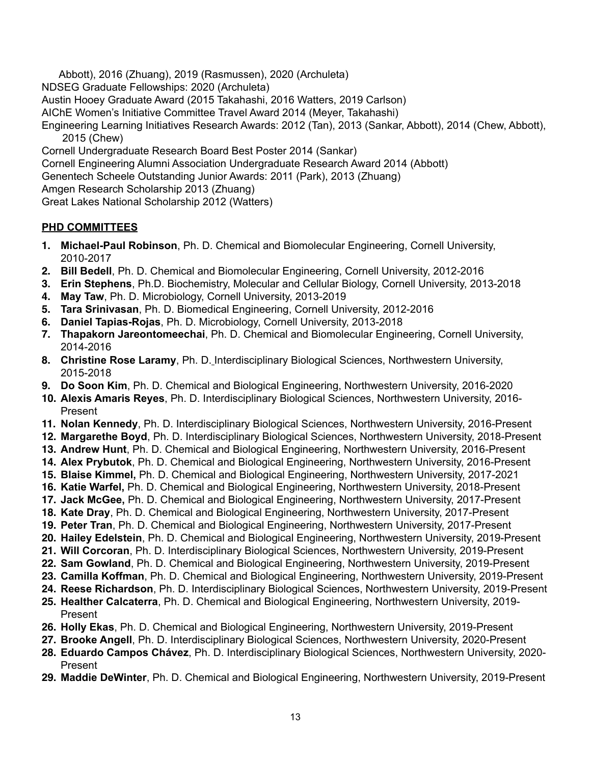Abbott), 2016 (Zhuang), 2019 (Rasmussen), 2020 (Archuleta)

NDSEG Graduate Fellowships: 2020 (Archuleta)

Austin Hooey Graduate Award (2015 Takahashi, 2016 Watters, 2019 Carlson)

AIChE Women's Initiative Committee Travel Award 2014 (Meyer, Takahashi)

Engineering Learning Initiatives Research Awards: 2012 (Tan), 2013 (Sankar, Abbott), 2014 (Chew, Abbott), 2015 (Chew)

Cornell Undergraduate Research Board Best Poster 2014 (Sankar)

Cornell Engineering Alumni Association Undergraduate Research Award 2014 (Abbott)

Genentech Scheele Outstanding Junior Awards: 2011 (Park), 2013 (Zhuang)

Amgen Research Scholarship 2013 (Zhuang)

Great Lakes National Scholarship 2012 (Watters)

## PHD COMMITTEES

1. **Michael-Paul Robinson**, Ph. D. Chemical and Biomolecular Engineering, Cornell University, 2010-2017
2. **Bill Bedell**, Ph. D. Chemical and Biomolecular Engineering, Cornell University, 2012-2016
3. **Erin Stephens**, Ph.D. Biochemistry, Molecular and Cellular Biology, Cornell University, 2013-2018
4. **May Taw**, Ph. D. Microbiology, Cornell University, 2013-2019
5. **Tara Srinivasan**, Ph. D. Biomedical Engineering, Cornell University, 2012-2016
6. **Daniel Tapias-Rojas**, Ph. D. Microbiology, Cornell University, 2013-2018
7. **Thapakorn Jareontomeechai**, Ph. D. Chemical and Biomolecular Engineering, Cornell University, 2014-2016
8. **Christine Rose Laramy**, Ph. D. Interdisciplinary Biological Sciences, Northwestern University, 2015-2018
9. **Do Soon Kim**, Ph. D. Chemical and Biological Engineering, Northwestern University, 2016-2020
10. **Alexis Amaris Reyes**, Ph. D. Interdisciplinary Biological Sciences, Northwestern University, 2016-Present
11. **Nolan Kennedy**, Ph. D. Interdisciplinary Biological Sciences, Northwestern University, 2016-Present
12. **Margarethe Boyd**, Ph. D. Interdisciplinary Biological Sciences, Northwestern University, 2018-Present
13. **Andrew Hunt**, Ph. D. Chemical and Biological Engineering, Northwestern University, 2016-Present
14. **Alex Prybutok**, Ph. D. Chemical and Biological Engineering, Northwestern University, 2016-Present
15. **Blaise Kimmel,** Ph. D. Chemical and Biological Engineering, Northwestern University, 2017-2021
16. **Katie Warfel,** Ph. D. Chemical and Biological Engineering, Northwestern University, 2018-Present
17. **Jack McGee,** Ph. D. Chemical and Biological Engineering, Northwestern University, 2017-Present
18. **Kate Dray**, Ph. D. Chemical and Biological Engineering, Northwestern University, 2017-Present
19. **Peter Tran**, Ph. D. Chemical and Biological Engineering, Northwestern University, 2017-Present
20. **Hailey Edelstein**, Ph. D. Chemical and Biological Engineering, Northwestern University, 2019-Present
21. **Will Corcoran**, Ph. D. Interdisciplinary Biological Sciences, Northwestern University, 2019-Present
22. **Sam Gowland**, Ph. D. Chemical and Biological Engineering, Northwestern University, 2019-Present
23. **Camilla Koffman**, Ph. D. Chemical and Biological Engineering, Northwestern University, 2019-Present
24. **Reese Richardson**, Ph. D. Interdisciplinary Biological Sciences, Northwestern University, 2019-Present
25. **Healther Calcaterra**, Ph. D. Chemical and Biological Engineering, Northwestern University, 2019-Present
26. **Holly Ekas**, Ph. D. Chemical and Biological Engineering, Northwestern University, 2019-Present
27. **Brooke Angell**, Ph. D. Interdisciplinary Biological Sciences, Northwestern University, 2020-Present
28. **Eduardo Campos Chávez**, Ph. D. Interdisciplinary Biological Sciences, Northwestern University, 2020-Present
29. **Maddie DeWinter**, Ph. D. Chemical and Biological Engineering, Northwestern University, 2019-Present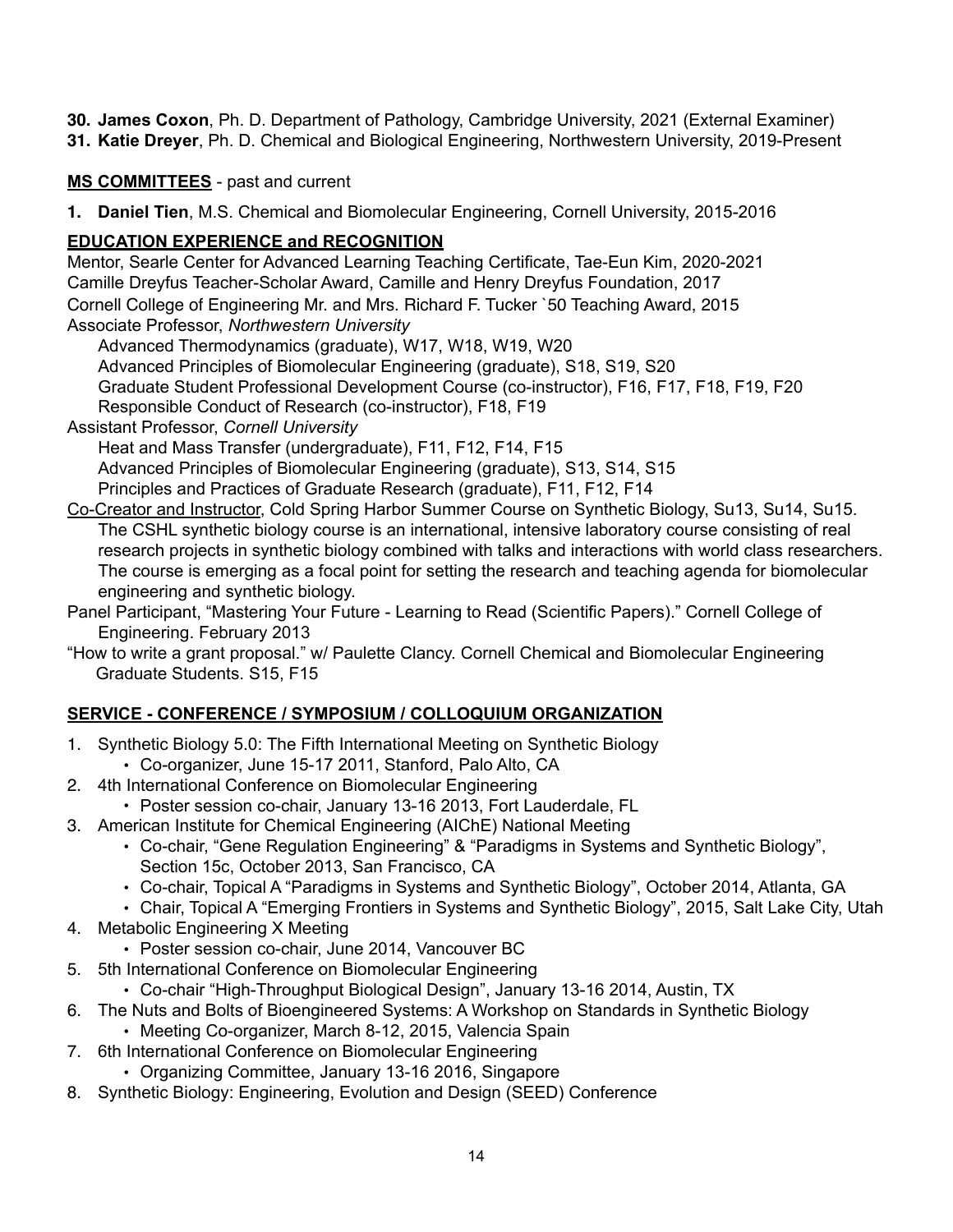30. **James Coxon**, Ph. D. Department of Pathology, Cambridge University, 2021 (External Examiner)
31. **Katie Dreyer**, Ph. D. Chemical and Biological Engineering, Northwestern University, 2019-Present

**MS COMMITTEES** - past and current

1. **Daniel Tien**, M.S. Chemical and Biomolecular Engineering, Cornell University, 2015-2016

**EDUCATION EXPERIENCE and RECOGNITION**

Mentor, Searle Center for Advanced Learning Teaching Certificate, Tae-Eun Kim, 2020-2021
Camille Dreyfus Teacher-Scholar Award, Camille and Henry Dreyfus Foundation, 2017
Cornell College of Engineering Mr. and Mrs. Richard F. Tucker `50 Teaching Award, 2015
Associate Professor, *Northwestern University*
  Advanced Thermodynamics (graduate), W17, W18, W19, W20
  Advanced Principles of Biomolecular Engineering (graduate), S18, S19, S20
  Graduate Student Professional Development Course (co-instructor), F16, F17, F18, F19, F20
  Responsible Conduct of Research (co-instructor), F18, F19
Assistant Professor, *Cornell University*
  Heat and Mass Transfer (undergraduate), F11, F12, F14, F15
  Advanced Principles of Biomolecular Engineering (graduate), S13, S14, S15
  Principles and Practices of Graduate Research (graduate), F11, F12, F14
Co-Creator and Instructor, Cold Spring Harbor Summer Course on Synthetic Biology, Su13, Su14, Su15. The CSHL synthetic biology course is an international, intensive laboratory course consisting of real research projects in synthetic biology combined with talks and interactions with world class researchers. The course is emerging as a focal point for setting the research and teaching agenda for biomolecular engineering and synthetic biology.
Panel Participant, "Mastering Your Future - Learning to Read (Scientific Papers)." Cornell College of Engineering. February 2013
"How to write a grant proposal." w/ Paulette Clancy. Cornell Chemical and Biomolecular Engineering Graduate Students. S15, F15

**SERVICE - CONFERENCE / SYMPOSIUM / COLLOQUIUM ORGANIZATION**

1. Synthetic Biology 5.0: The Fifth International Meeting on Synthetic Biology
   - Co-organizer, June 15-17 2011, Stanford, Palo Alto, CA
2. 4th International Conference on Biomolecular Engineering
   - Poster session co-chair, January 13-16 2013, Fort Lauderdale, FL
3. American Institute for Chemical Engineering (AIChE) National Meeting
   - Co-chair, "Gene Regulation Engineering" & "Paradigms in Systems and Synthetic Biology", Section 15c, October 2013, San Francisco, CA
   - Co-chair, Topical A "Paradigms in Systems and Synthetic Biology", October 2014, Atlanta, GA
   - Chair, Topical A "Emerging Frontiers in Systems and Synthetic Biology", 2015, Salt Lake City, Utah
4. Metabolic Engineering X Meeting
   - Poster session co-chair, June 2014, Vancouver BC
5. 5th International Conference on Biomolecular Engineering
   - Co-chair "High-Throughput Biological Design", January 13-16 2014, Austin, TX
6. The Nuts and Bolts of Bioengineered Systems: A Workshop on Standards in Synthetic Biology
   - Meeting Co-organizer, March 8-12, 2015, Valencia Spain
7. 6th International Conference on Biomolecular Engineering
   - Organizing Committee, January 13-16 2016, Singapore
8. Synthetic Biology: Engineering, Evolution and Design (SEED) Conference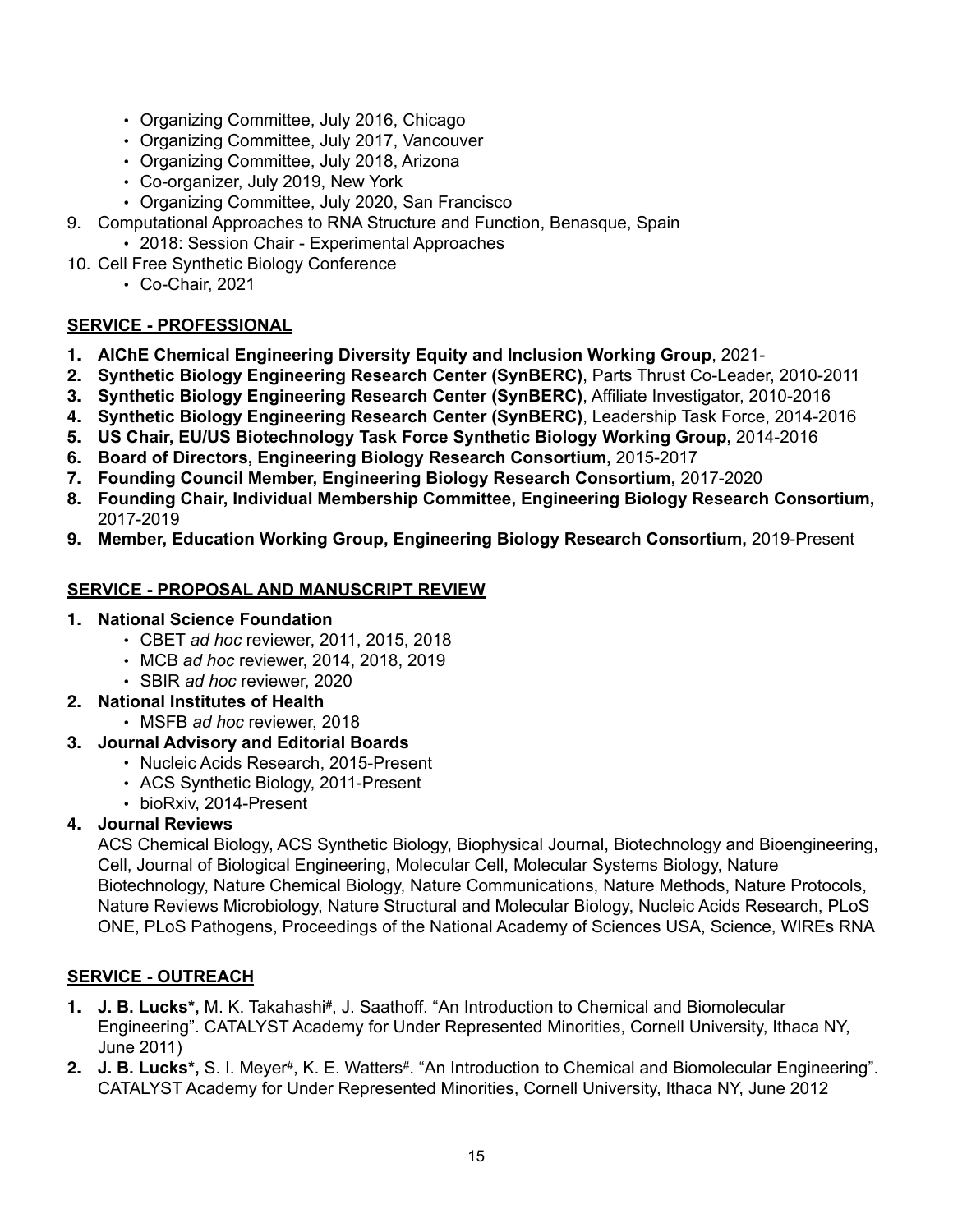- Organizing Committee, July 2016, Chicago
- Organizing Committee, July 2017, Vancouver
- Organizing Committee, July 2018, Arizona
- Co-organizer, July 2019, New York
- Organizing Committee, July 2020, San Francisco

9. Computational Approaches to RNA Structure and Function, Benasque, Spain
    - 2018: Session Chair - Experimental Approaches
10. Cell Free Synthetic Biology Conference
    - Co-Chair, 2021

## SERVICE - PROFESSIONAL

1. **AIChE Chemical Engineering Diversity Equity and Inclusion Working Group**, 2021-
2. **Synthetic Biology Engineering Research Center (SynBERC)**, Parts Thrust Co-Leader, 2010-2011
3. **Synthetic Biology Engineering Research Center (SynBERC)**, Affiliate Investigator, 2010-2016
4. **Synthetic Biology Engineering Research Center (SynBERC)**, Leadership Task Force, 2014-2016
5. **US Chair, EU/US Biotechnology Task Force Synthetic Biology Working Group,** 2014-2016
6. **Board of Directors, Engineering Biology Research Consortium,** 2015-2017
7. **Founding Council Member, Engineering Biology Research Consortium,** 2017-2020
8. **Founding Chair, Individual Membership Committee, Engineering Biology Research Consortium,** 2017-2019
9. **Member, Education Working Group, Engineering Biology Research Consortium,** 2019-Present

## SERVICE - PROPOSAL AND MANUSCRIPT REVIEW

1. **National Science Foundation**
    - CBET *ad hoc* reviewer, 2011, 2015, 2018
    - MCB *ad hoc* reviewer, 2014, 2018, 2019
    - SBIR *ad hoc* reviewer, 2020
2. **National Institutes of Health**
    - MSFB *ad hoc* reviewer, 2018
3. **Journal Advisory and Editorial Boards**
    - Nucleic Acids Research, 2015-Present
    - ACS Synthetic Biology, 2011-Present
    - bioRxiv, 2014-Present
4. **Journal Reviews**
   ACS Chemical Biology, ACS Synthetic Biology, Biophysical Journal, Biotechnology and Bioengineering, Cell, Journal of Biological Engineering, Molecular Cell, Molecular Systems Biology, Nature Biotechnology, Nature Chemical Biology, Nature Communications, Nature Methods, Nature Protocols, Nature Reviews Microbiology, Nature Structural and Molecular Biology, Nucleic Acids Research, PLoS ONE, PLoS Pathogens, Proceedings of the National Academy of Sciences USA, Science, WIREs RNA

## SERVICE - OUTREACH

1. **J. B. Lucks*,** M. K. Takahashi#, J. Saathoff. "An Introduction to Chemical and Biomolecular Engineering". CATALYST Academy for Under Represented Minorities, Cornell University, Ithaca NY, June 2011)
2. **J. B. Lucks*,** S. I. Meyer#, K. E. Watters#. "An Introduction to Chemical and Biomolecular Engineering". CATALYST Academy for Under Represented Minorities, Cornell University, Ithaca NY, June 2012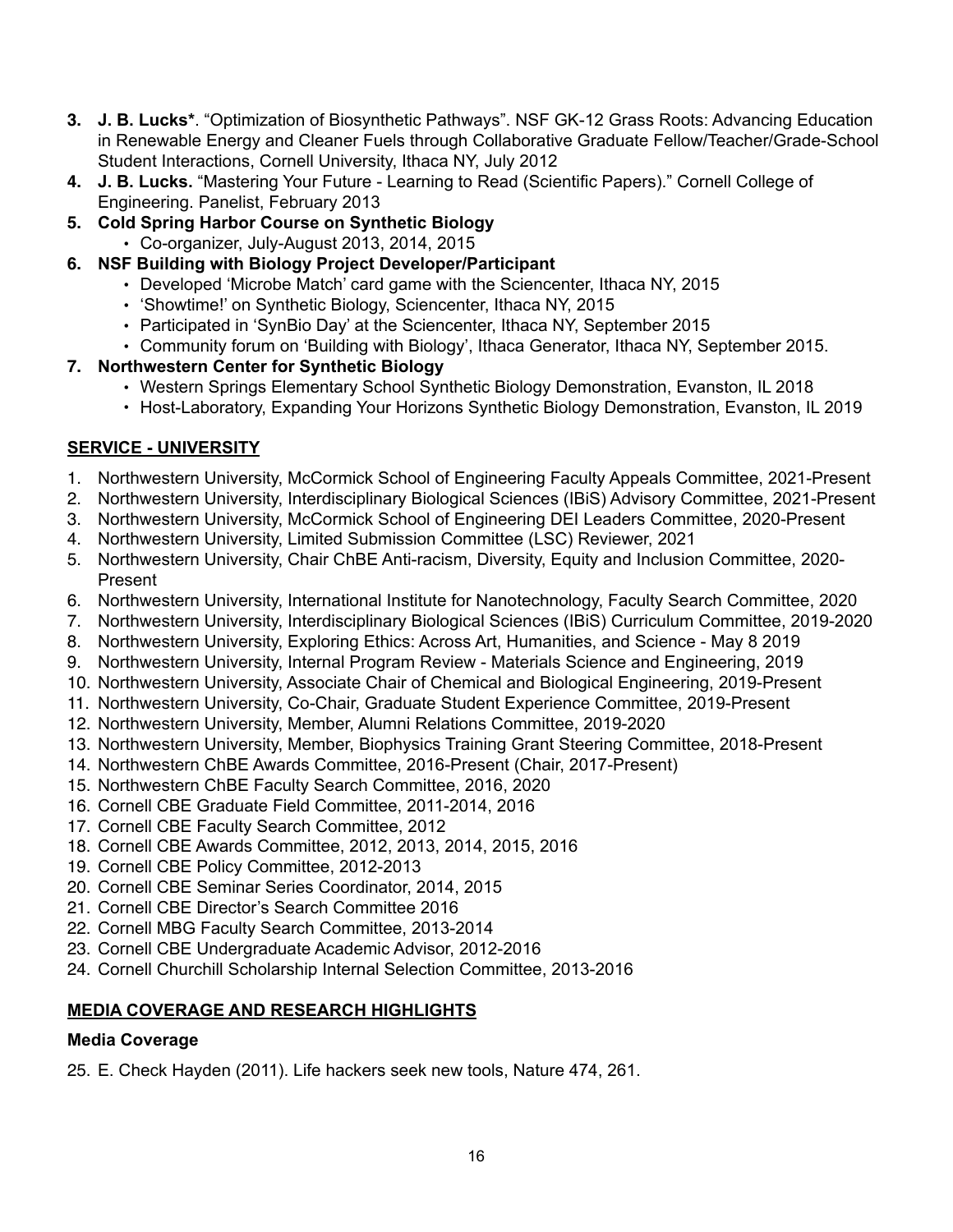3. **J. B. Lucks***. "Optimization of Biosynthetic Pathways". NSF GK-12 Grass Roots: Advancing Education in Renewable Energy and Cleaner Fuels through Collaborative Graduate Fellow/Teacher/Grade-School Student Interactions, Cornell University, Ithaca NY, July 2012
4. **J. B. Lucks.** "Mastering Your Future - Learning to Read (Scientific Papers)." Cornell College of Engineering. Panelist, February 2013
5. **Cold Spring Harbor Course on Synthetic Biology**
   - Co-organizer, July-August 2013, 2014, 2015
6. **NSF Building with Biology Project Developer/Participant**
   - Developed 'Microbe Match' card game with the Sciencenter, Ithaca NY, 2015
   - 'Showtime!' on Synthetic Biology, Sciencenter, Ithaca NY, 2015
   - Participated in 'SynBio Day' at the Sciencenter, Ithaca NY, September 2015
   - Community forum on 'Building with Biology', Ithaca Generator, Ithaca NY, September 2015.
7. **Northwestern Center for Synthetic Biology**
   - Western Springs Elementary School Synthetic Biology Demonstration, Evanston, IL 2018
   - Host-Laboratory, Expanding Your Horizons Synthetic Biology Demonstration, Evanston, IL 2019

## SERVICE - UNIVERSITY

1. Northwestern University, McCormick School of Engineering Faculty Appeals Committee, 2021-Present
2. Northwestern University, Interdisciplinary Biological Sciences (IBiS) Advisory Committee, 2021-Present
3. Northwestern University, McCormick School of Engineering DEI Leaders Committee, 2020-Present
4. Northwestern University, Limited Submission Committee (LSC) Reviewer, 2021
5. Northwestern University, Chair ChBE Anti-racism, Diversity, Equity and Inclusion Committee, 2020-Present
6. Northwestern University, International Institute for Nanotechnology, Faculty Search Committee, 2020
7. Northwestern University, Interdisciplinary Biological Sciences (IBiS) Curriculum Committee, 2019-2020
8. Northwestern University, Exploring Ethics: Across Art, Humanities, and Science - May 8 2019
9. Northwestern University, Internal Program Review - Materials Science and Engineering, 2019
10. Northwestern University, Associate Chair of Chemical and Biological Engineering, 2019-Present
11. Northwestern University, Co-Chair, Graduate Student Experience Committee, 2019-Present
12. Northwestern University, Member, Alumni Relations Committee, 2019-2020
13. Northwestern University, Member, Biophysics Training Grant Steering Committee, 2018-Present
14. Northwestern ChBE Awards Committee, 2016-Present (Chair, 2017-Present)
15. Northwestern ChBE Faculty Search Committee, 2016, 2020
16. Cornell CBE Graduate Field Committee, 2011-2014, 2016
17. Cornell CBE Faculty Search Committee, 2012
18. Cornell CBE Awards Committee, 2012, 2013, 2014, 2015, 2016
19. Cornell CBE Policy Committee, 2012-2013
20. Cornell CBE Seminar Series Coordinator, 2014, 2015
21. Cornell CBE Director's Search Committee 2016
22. Cornell MBG Faculty Search Committee, 2013-2014
23. Cornell CBE Undergraduate Academic Advisor, 2012-2016
24. Cornell Churchill Scholarship Internal Selection Committee, 2013-2016

## MEDIA COVERAGE AND RESEARCH HIGHLIGHTS

### Media Coverage

25. E. Check Hayden (2011). Life hackers seek new tools, Nature 474, 261.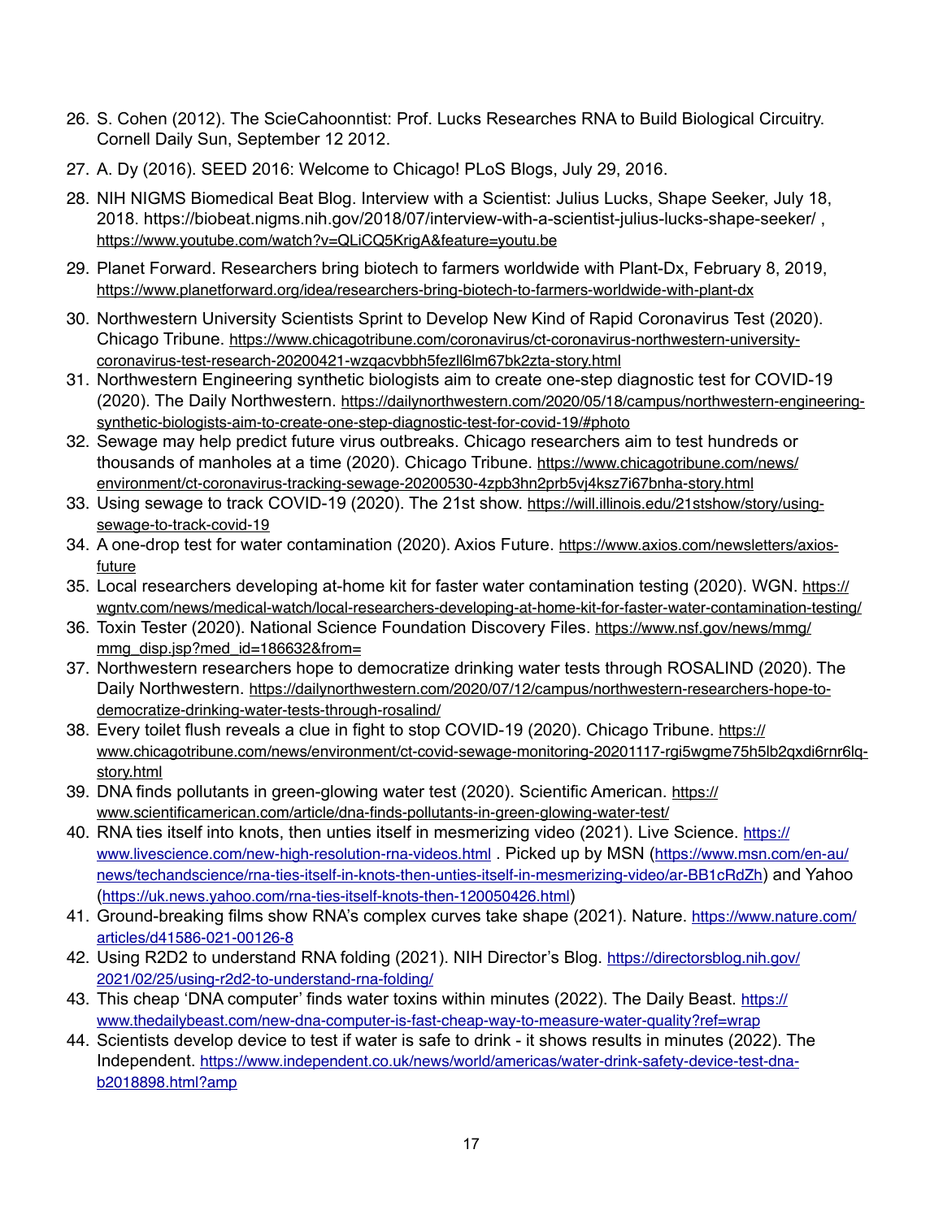26. S. Cohen (2012). The ScieCahoonntist: Prof. Lucks Researches RNA to Build Biological Circuitry. Cornell Daily Sun, September 12 2012.
27. A. Dy (2016). SEED 2016: Welcome to Chicago! PLoS Blogs, July 29, 2016.
28. NIH NIGMS Biomedical Beat Blog. Interview with a Scientist: Julius Lucks, Shape Seeker, July 18, 2018. https://biobeat.nigms.nih.gov/2018/07/interview-with-a-scientist-julius-lucks-shape-seeker/ , https://www.youtube.com/watch?v=QLiCQ5KrigA&feature=youtu.be
29. Planet Forward. Researchers bring biotech to farmers worldwide with Plant-Dx, February 8, 2019, https://www.planetforward.org/idea/researchers-bring-biotech-to-farmers-worldwide-with-plant-dx
30. Northwestern University Scientists Sprint to Develop New Kind of Rapid Coronavirus Test (2020). Chicago Tribune. https://www.chicagotribune.com/coronavirus/ct-coronavirus-northwestern-university-coronavirus-test-research-20200421-wzqacvbbh5fezll6lm67bk2zta-story.html
31. Northwestern Engineering synthetic biologists aim to create one-step diagnostic test for COVID-19 (2020). The Daily Northwestern. https://dailynorthwestern.com/2020/05/18/campus/northwestern-engineering-synthetic-biologists-aim-to-create-one-step-diagnostic-test-for-covid-19/#photo
32. Sewage may help predict future virus outbreaks. Chicago researchers aim to test hundreds or thousands of manholes at a time (2020). Chicago Tribune. https://www.chicagotribune.com/news/environment/ct-coronavirus-tracking-sewage-20200530-4zpb3hn2prb5vj4ksz7i67bnha-story.html
33. Using sewage to track COVID-19 (2020). The 21st show. https://will.illinois.edu/21stshow/story/using-sewage-to-track-covid-19
34. A one-drop test for water contamination (2020). Axios Future. https://www.axios.com/newsletters/axios-future
35. Local researchers developing at-home kit for faster water contamination testing (2020). WGN. https://wgntv.com/news/medical-watch/local-researchers-developing-at-home-kit-for-faster-water-contamination-testing/
36. Toxin Tester (2020). National Science Foundation Discovery Files. https://www.nsf.gov/news/mmg/mmg_disp.jsp?med_id=186632&from=
37. Northwestern researchers hope to democratize drinking water tests through ROSALIND (2020). The Daily Northwestern. https://dailynorthwestern.com/2020/07/12/campus/northwestern-researchers-hope-to-democratize-drinking-water-tests-through-rosalind/
38. Every toilet flush reveals a clue in fight to stop COVID-19 (2020). Chicago Tribune. https://www.chicagotribune.com/news/environment/ct-covid-sewage-monitoring-20201117-rgi5wgme75h5lb2qxdi6rnr6lq-story.html
39. DNA finds pollutants in green-glowing water test (2020). Scientific American. https://www.scientificamerican.com/article/dna-finds-pollutants-in-green-glowing-water-test/
40. RNA ties itself into knots, then unties itself in mesmerizing video (2021). Live Science. https://www.livescience.com/new-high-resolution-rna-videos.html . Picked up by MSN (https://www.msn.com/en-au/news/techandscience/rna-ties-itself-in-knots-then-unties-itself-in-mesmerizing-video/ar-BB1cRdZh) and Yahoo (https://uk.news.yahoo.com/rna-ties-itself-knots-then-120050426.html)
41. Ground-breaking films show RNA's complex curves take shape (2021). Nature. https://www.nature.com/articles/d41586-021-00126-8
42. Using R2D2 to understand RNA folding (2021). NIH Director's Blog. https://directorsblog.nih.gov/2021/02/25/using-r2d2-to-understand-rna-folding/
43. This cheap 'DNA computer' finds water toxins within minutes (2022). The Daily Beast. https://www.thedailybeast.com/new-dna-computer-is-fast-cheap-way-to-measure-water-quality?ref=wrap
44. Scientists develop device to test if water is safe to drink - it shows results in minutes (2022). The Independent. https://www.independent.co.uk/news/world/americas/water-drink-safety-device-test-dna-b2018898.html?amp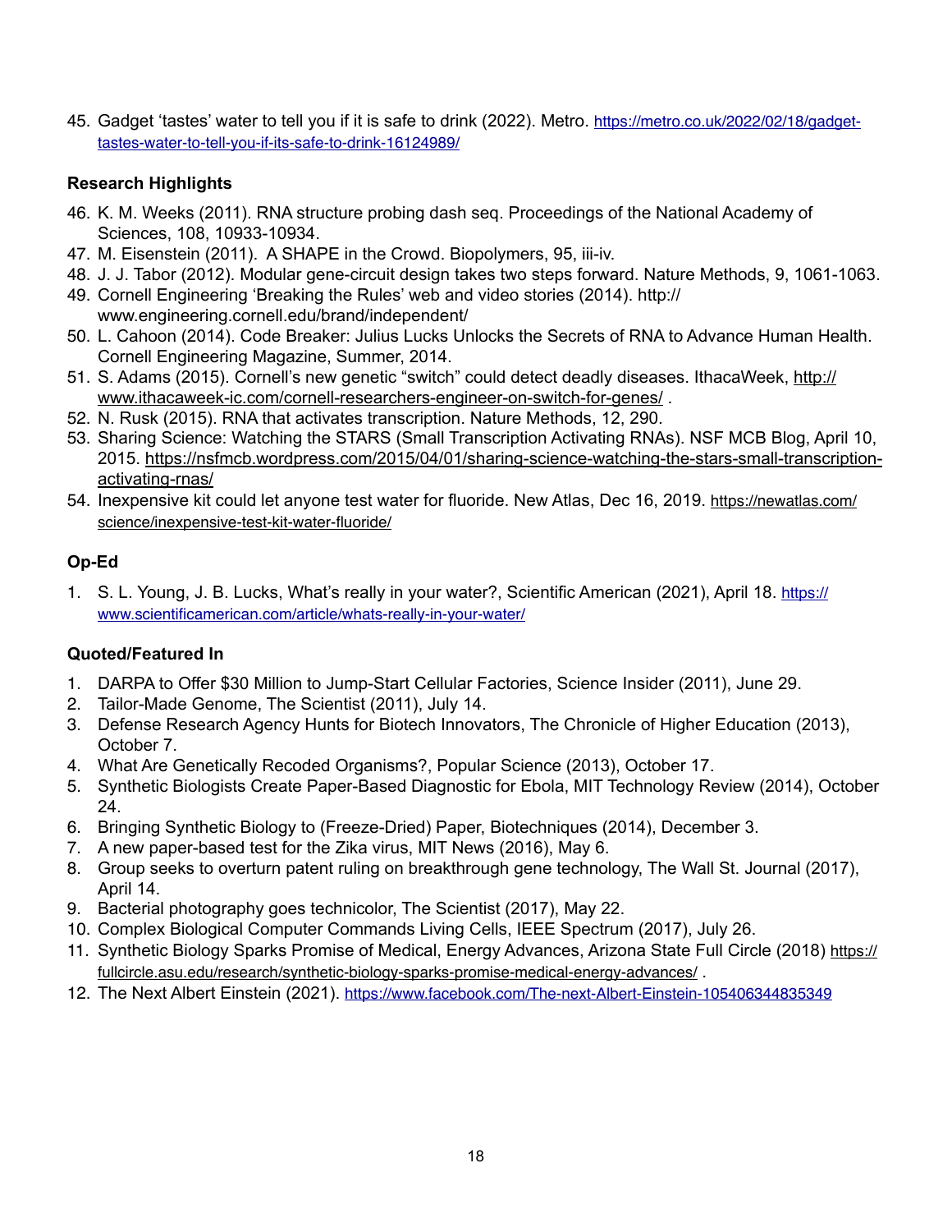45. Gadget 'tastes' water to tell you if it is safe to drink (2022). Metro. https://metro.co.uk/2022/02/18/gadget-tastes-water-to-tell-you-if-its-safe-to-drink-16124989/

### Research Highlights

46. K. M. Weeks (2011). RNA structure probing dash seq. Proceedings of the National Academy of Sciences, 108, 10933-10934.
47. M. Eisenstein (2011). A SHAPE in the Crowd. Biopolymers, 95, iii-iv.
48. J. J. Tabor (2012). Modular gene-circuit design takes two steps forward. Nature Methods, 9, 1061-1063.
49. Cornell Engineering 'Breaking the Rules' web and video stories (2014). http://www.engineering.cornell.edu/brand/independent/
50. L. Cahoon (2014). Code Breaker: Julius Lucks Unlocks the Secrets of RNA to Advance Human Health. Cornell Engineering Magazine, Summer, 2014.
51. S. Adams (2015). Cornell's new genetic "switch" could detect deadly diseases. IthacaWeek, http://www.ithacaweek-ic.com/cornell-researchers-engineer-on-switch-for-genes/ .
52. N. Rusk (2015). RNA that activates transcription. Nature Methods, 12, 290.
53. Sharing Science: Watching the STARS (Small Transcription Activating RNAs). NSF MCB Blog, April 10, 2015. https://nsfmcb.wordpress.com/2015/04/01/sharing-science-watching-the-stars-small-transcription-activating-rnas/
54. Inexpensive kit could let anyone test water for fluoride. New Atlas, Dec 16, 2019. https://newatlas.com/science/inexpensive-test-kit-water-fluoride/

### Op-Ed

1. S. L. Young, J. B. Lucks, What's really in your water?, Scientific American (2021), April 18. https://www.scientificamerican.com/article/whats-really-in-your-water/

### Quoted/Featured In

1. DARPA to Offer $30 Million to Jump-Start Cellular Factories, Science Insider (2011), June 29.
2. Tailor-Made Genome, The Scientist (2011), July 14.
3. Defense Research Agency Hunts for Biotech Innovators, The Chronicle of Higher Education (2013), October 7.
4. What Are Genetically Recoded Organisms?, Popular Science (2013), October 17.
5. Synthetic Biologists Create Paper-Based Diagnostic for Ebola, MIT Technology Review (2014), October 24.
6. Bringing Synthetic Biology to (Freeze-Dried) Paper, Biotechniques (2014), December 3.
7. A new paper-based test for the Zika virus, MIT News (2016), May 6.
8. Group seeks to overturn patent ruling on breakthrough gene technology, The Wall St. Journal (2017), April 14.
9. Bacterial photography goes technicolor, The Scientist (2017), May 22.
10. Complex Biological Computer Commands Living Cells, IEEE Spectrum (2017), July 26.
11. Synthetic Biology Sparks Promise of Medical, Energy Advances, Arizona State Full Circle (2018) https://fullcircle.asu.edu/research/synthetic-biology-sparks-promise-medical-energy-advances/ .
12. The Next Albert Einstein (2021). https://www.facebook.com/The-next-Albert-Einstein-105406344835349